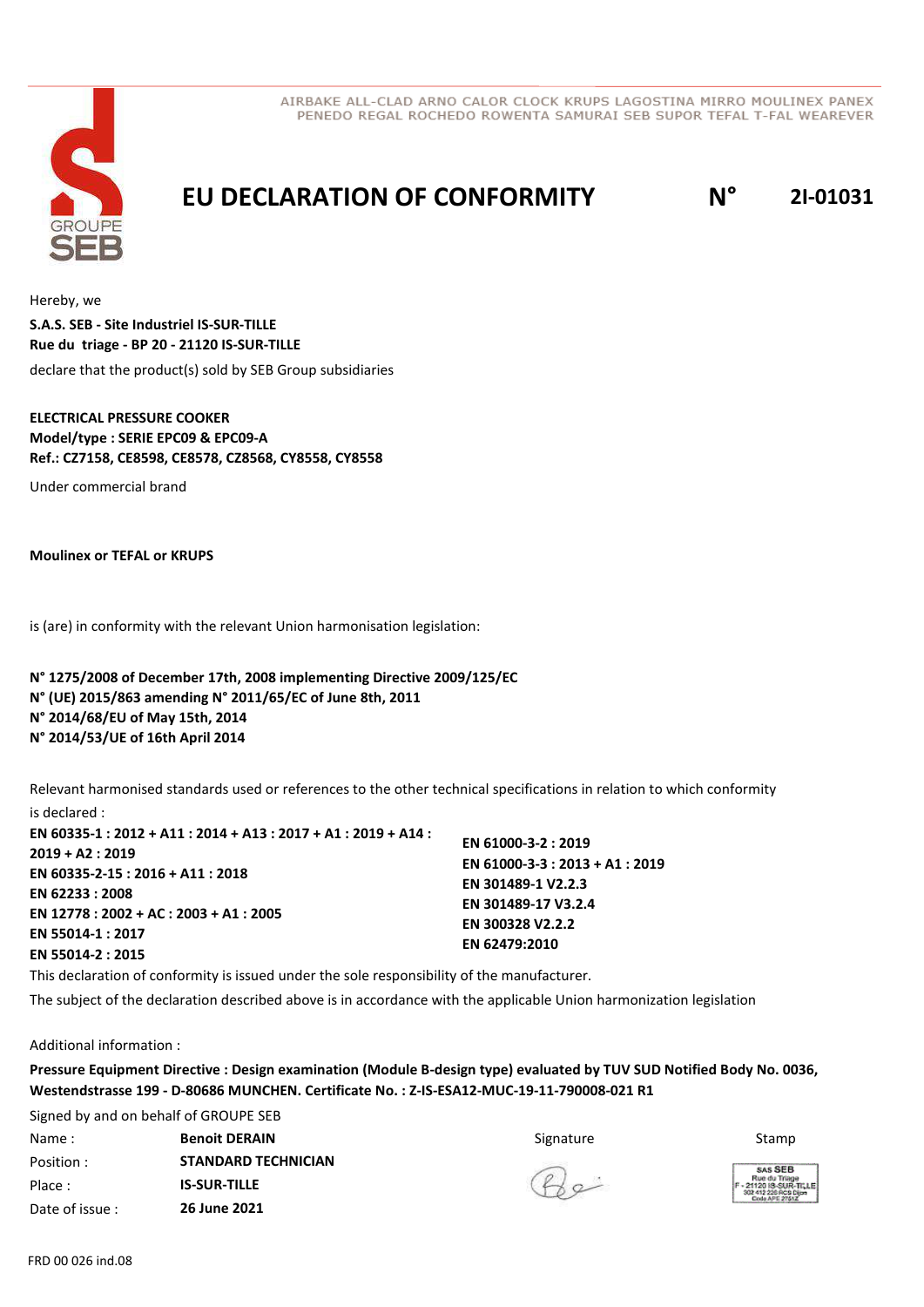AIRBAKE ALL-CLAD ARNO CALOR CLOCK KRUPS LAGOSTINA MIRRO MOULINEX PANEX PENEDO REGAL ROCHEDO ROWENTA SAMURAI SEB SUPOR TEFAL T-FAL WEAREVER

# EU DECLARATION OF CONFORMITY N° 2I-01031

Hereby, we

**S.A.S. SEB - Site Industriel IS-SUR-TILLE**
**Rue du triage - BP 20 - 21120 IS-SUR-TILLE**

declare that the product(s) sold by SEB Group subsidiaries

**ELECTRICAL PRESSURE COOKER**
**Model/type : SERIE EPC09 & EPC09-A**
**Ref.: CZ7158, CE8598, CE8578, CZ8568, CY8558, CY8558**

Under commercial brand

**Moulinex or TEFAL or KRUPS**

is (are) in conformity with the relevant Union harmonisation legislation:

**N° 1275/2008 of December 17th, 2008 implementing Directive 2009/125/EC**
**N° (UE) 2015/863 amending N° 2011/65/EC of June 8th, 2011**
**N° 2014/68/EU of May 15th, 2014**
**N° 2014/53/UE of 16th April 2014**

Relevant harmonised standards used or references to the other technical specifications in relation to which conformity is declared :

**EN 60335-1 : 2012 + A11 : 2014 + A13 : 2017 + A1 : 2019 + A14 : 2019 + A2 : 2019**
**EN 60335-2-15 : 2016 + A11 : 2018**
**EN 62233 : 2008**
**EN 12778 : 2002 + AC : 2003 + A1 : 2005**
**EN 55014-1 : 2017**
**EN 55014-2 : 2015**
**EN 61000-3-2 : 2019**
**EN 61000-3-3 : 2013 + A1 : 2019**
**EN 301489-1 V2.2.3**
**EN 301489-17 V3.2.4**
**EN 300328 V2.2.2**
**EN 62479:2010**

This declaration of conformity is issued under the sole responsibility of the manufacturer.

The subject of the declaration described above is in accordance with the applicable Union harmonization legislation

Additional information :

**Pressure Equipment Directive : Design examination (Module B-design type) evaluated by TUV SUD Notified Body No. 0036, Westendstrasse 199 - D-80686 MUNCHEN. Certificate No. : Z-IS-ESA12-MUC-19-11-790008-021 R1**

Signed by and on behalf of GROUPE SEB

| | | | |
|---|---|---|---|
| Name : | **Benoit DERAIN** | Signature | Stamp |
| Position : | **STANDARD TECHNICIAN** | | SAS SEB Rue du Triage F - 21120 IS-SUR-TILLE 302 412 226 RCS Dijon Code APE 2751Z |
| Place : | **IS-SUR-TILLE** | | |
| Date of issue : | **26 June 2021** | | |

FRD 00 026 ind.08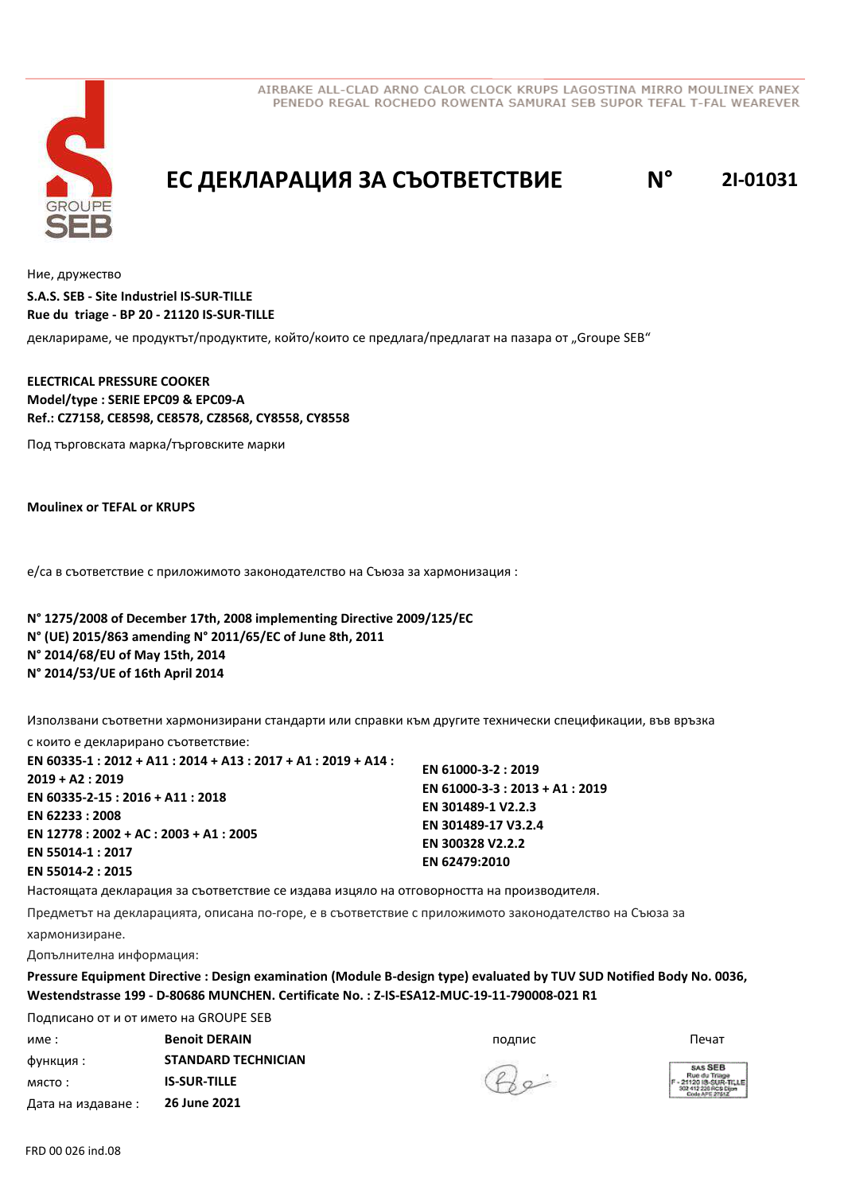AIRBAKE ALL-CLAD ARNO CALOR CLOCK KRUPS LAGOSTINA MIRRO MOULINEX PANEX PENEDO REGAL ROCHEDO ROWENTA SAMURAI SEB SUPOR TEFAL T-FAL WEAREVER

# ЕС ДЕКЛАРАЦИЯ ЗА СЪОТВЕТСТВИЕ N° 2I-01031

Ние, дружество

**S.A.S. SEB - Site Industriel IS-SUR-TILLE**
**Rue du triage - BP 20 - 21120 IS-SUR-TILLE**

декларираме, че продуктът/продуктите, който/които се предлага/предлагат на пазара от „Groupe SEB“

**ELECTRICAL PRESSURE COOKER**
**Model/type : SERIE EPC09 & EPC09-A**
**Ref.: CZ7158, CE8598, CE8578, CZ8568, CY8558, CY8558**

Под търговската марка/търговските марки

**Moulinex or TEFAL or KRUPS**

е/са в съответствие с приложимото законодателство на Съюза за хармонизация :

**N° 1275/2008 of December 17th, 2008 implementing Directive 2009/125/EC**
**N° (UE) 2015/863 amending N° 2011/65/EC of June 8th, 2011**
**N° 2014/68/EU of May 15th, 2014**
**N° 2014/53/UE of 16th April 2014**

Използвани съответни хармонизирани стандарти или справки към другите технически спецификации, във връзка с които е декларирано съответствие:

**EN 60335-1 : 2012 + A11 : 2014 + A13 : 2017 + A1 : 2019 + A14 : 2019 + A2 : 2019**
**EN 60335-2-15 : 2016 + A11 : 2018**
**EN 62233 : 2008**
**EN 12778 : 2002 + AC : 2003 + A1 : 2005**
**EN 55014-1 : 2017**
**EN 55014-2 : 2015**
**EN 61000-3-2 : 2019**
**EN 61000-3-3 : 2013 + A1 : 2019**
**EN 301489-1 V2.2.3**
**EN 301489-17 V3.2.4**
**EN 300328 V2.2.2**
**EN 62479:2010**

Настоящата декларация за съответствие се издава изцяло на отговорността на производителя.

Предметът на декларацията, описана по-горе, е в съответствие с приложимото законодателство на Съюза за хармонизиране.

Допълнителна информация:

**Pressure Equipment Directive : Design examination (Module B-design type) evaluated by TUV SUD Notified Body No. 0036, Westendstrasse 199 - D-80686 MUNCHEN. Certificate No. : Z-IS-ESA12-MUC-19-11-790008-021 R1**

Подписано от и от името на GROUPE SEB

| | | подпис | Печат |
|---|---|---|---|
| име : | **Benoit DERAIN** | | |
| функция : | **STANDARD TECHNICIAN** | | |
| място : | **IS-SUR-TILLE** | | |
| Дата на издаване : | **26 June 2021** | | |

SAS SEB
Rue du Triage
F - 21120 IS-SUR-TILLE
302 412 226 RCS Dijon
Code APE 2751Z

FRD 00 026 ind.08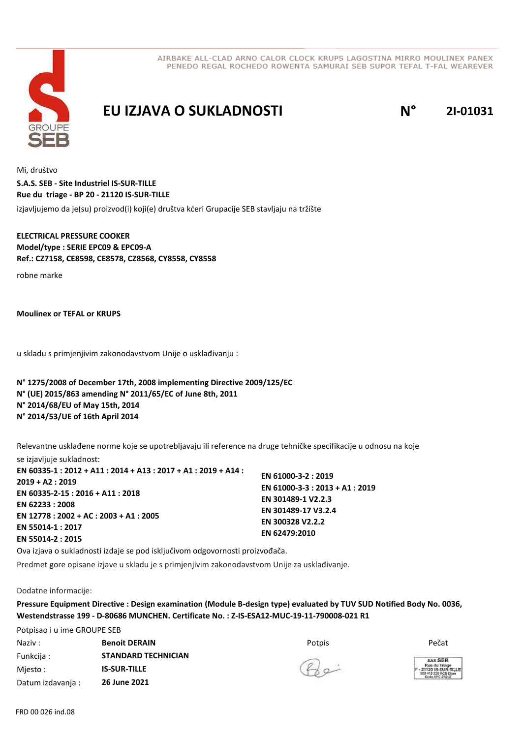AIRBAKE ALL-CLAD ARNO CALOR CLOCK KRUPS LAGOSTINA MIRRO MOULINEX PANEX
PENEDO REGAL ROCHEDO ROWENTA SAMURAI SEB SUPOR TEFAL T-FAL WEAREVER

# EU IZJAVA O SUKLADNOSTI N° 2I-01031

Mi, društvo

**S.A.S. SEB - Site Industriel IS-SUR-TILLE**
**Rue du triage - BP 20 - 21120 IS-SUR-TILLE**

izjavljujemo da je(su) proizvod(i) koji(e) društva kćeri Grupacije SEB stavljaju na tržište

**ELECTRICAL PRESSURE COOKER**
**Model/type : SERIE EPC09 & EPC09-A**
**Ref.: CZ7158, CE8598, CE8578, CZ8568, CY8558, CY8558**

robne marke

**Moulinex or TEFAL or KRUPS**

u skladu s primjenjivim zakonodavstvom Unije o usklađivanju :

**N° 1275/2008 of December 17th, 2008 implementing Directive 2009/125/EC**
**N° (UE) 2015/863 amending N° 2011/65/EC of June 8th, 2011**
**N° 2014/68/EU of May 15th, 2014**
**N° 2014/53/UE of 16th April 2014**

Relevantne usklađene norme koje se upotrebljavaju ili reference na druge tehničke specifikacije u odnosu na koje se izjavljuje sukladnost:

**EN 60335-1 : 2012 + A11 : 2014 + A13 : 2017 + A1 : 2019 + A14 : 2019 + A2 : 2019**
**EN 60335-2-15 : 2016 + A11 : 2018**
**EN 62233 : 2008**
**EN 12778 : 2002 + AC : 2003 + A1 : 2005**
**EN 55014-1 : 2017**
**EN 55014-2 : 2015**
**EN 61000-3-2 : 2019**
**EN 61000-3-3 : 2013 + A1 : 2019**
**EN 301489-1 V2.2.3**
**EN 301489-17 V3.2.4**
**EN 300328 V2.2.2**
**EN 62479:2010**

Ova izjava o sukladnosti izdaje se pod isključivom odgovornosti proizvođača.

Predmet gore opisane izjave u skladu je s primjenjivim zakonodavstvom Unije za usklađivanje.

Dodatne informacije:

**Pressure Equipment Directive : Design examination (Module B-design type) evaluated by TUV SUD Notified Body No. 0036, Westendstrasse 199 - D-80686 MUNCHEN. Certificate No. : Z-IS-ESA12-MUC-19-11-790008-021 R1**

Potpisao i u ime GROUPE SEB

| | | Potpis | Pečat |
|---|---|---|---|
| Naziv : | **Benoit DERAIN** | | |
| Funkcija : | **STANDARD TECHNICIAN** | | |
| Mjesto : | **IS-SUR-TILLE** | | SAS SEB Rue du Triage F - 21120 IS-SUR-TILLE 302 412 226 RCS Dijon Code APE 2751Z |
| Datum izdavanja : | **26 June 2021** | | |

FRD 00 026 ind.08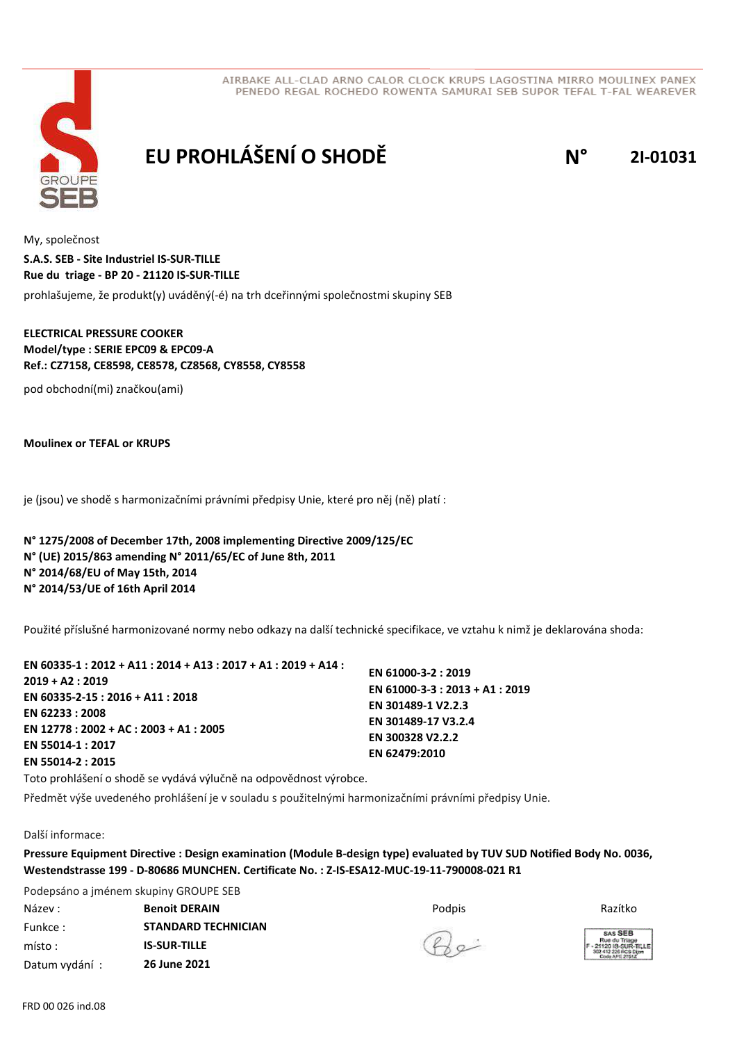AIRBAKE ALL-CLAD ARNO CALOR CLOCK KRUPS LAGOSTINA MIRRO MOULINEX PANEX PENEDO REGAL ROCHEDO ROWENTA SAMURAI SEB SUPOR TEFAL T-FAL WEAREVER

# EU PROHLÁŠENÍ O SHODĚ

**N° 2I-01031**

My, společnost

**S.A.S. SEB - Site Industriel IS-SUR-TILLE**
**Rue du triage - BP 20 - 21120 IS-SUR-TILLE**

prohlašujeme, že produkt(y) uváděný(-é) na trh dceřinnými společnostmi skupiny SEB

**ELECTRICAL PRESSURE COOKER**
**Model/type : SERIE EPC09 & EPC09-A**
**Ref.: CZ7158, CE8598, CE8578, CZ8568, CY8558, CY8558**

pod obchodní(mi) značkou(ami)

**Moulinex or TEFAL or KRUPS**

je (jsou) ve shodě s harmonizačními právními předpisy Unie, které pro něj (ně) platí :

**N° 1275/2008 of December 17th, 2008 implementing Directive 2009/125/EC**
**N° (UE) 2015/863 amending N° 2011/65/EC of June 8th, 2011**
**N° 2014/68/EU of May 15th, 2014**
**N° 2014/53/UE of 16th April 2014**

Použité příslušné harmonizované normy nebo odkazy na další technické specifikace, ve vztahu k nimž je deklarována shoda:

**EN 60335-1 : 2012 + A11 : 2014 + A13 : 2017 + A1 : 2019 + A14 : 2019 + A2 : 2019**
**EN 60335-2-15 : 2016 + A11 : 2018**
**EN 62233 : 2008**
**EN 12778 : 2002 + AC : 2003 + A1 : 2005**
**EN 55014-1 : 2017**
**EN 55014-2 : 2015**
**EN 61000-3-2 : 2019**
**EN 61000-3-3 : 2013 + A1 : 2019**
**EN 301489-1 V2.2.3**
**EN 301489-17 V3.2.4**
**EN 300328 V2.2.2**
**EN 62479:2010**

Toto prohlášení o shodě se vydává výlučně na odpovědnost výrobce.

Předmět výše uvedeného prohlášení je v souladu s použitelnými harmonizačními právními předpisy Unie.

Další informace:

**Pressure Equipment Directive : Design examination (Module B-design type) evaluated by TUV SUD Notified Body No. 0036, Westendstrasse 199 - D-80686 MUNCHEN. Certificate No. : Z-IS-ESA12-MUC-19-11-790008-021 R1**

Podepsáno a jménem skupiny GROUPE SEB

| | | Podpis | Razítko |
|---|---|---|---|
| Název : | **Benoit DERAIN** | | SAS SEB Rue du Triage F - 21120 IS-SUR-TILLE 302 412 226 RCS Dijon Code APE 2751Z |
| Funkce : | **STANDARD TECHNICIAN** | | |
| místo : | **IS-SUR-TILLE** | | |
| Datum vydání : | **26 June 2021** | | |

FRD 00 026 ind.08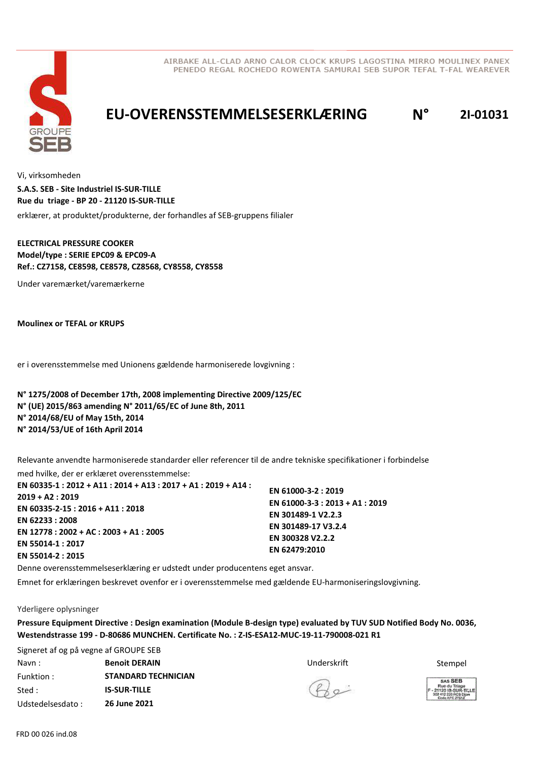AIRBAKE ALL-CLAD ARNO CALOR CLOCK KRUPS LAGOSTINA MIRRO MOULINEX PANEX PENEDO REGAL ROCHEDO ROWENTA SAMURAI SEB SUPOR TEFAL T-FAL WEAREVER

# EU-OVERENSSTEMMELSESERKLÆRING N° 2I-01031

Vi, virksomheden

**S.A.S. SEB - Site Industriel IS-SUR-TILLE**
**Rue du triage - BP 20 - 21120 IS-SUR-TILLE**

erklærer, at produktet/produkterne, der forhandles af SEB-gruppens filialer

**ELECTRICAL PRESSURE COOKER**
**Model/type : SERIE EPC09 & EPC09-A**
**Ref.: CZ7158, CE8598, CE8578, CZ8568, CY8558, CY8558**

Under varemærket/varemærkerne

**Moulinex or TEFAL or KRUPS**

er i overensstemmelse med Unionens gældende harmoniserede lovgivning :

**N° 1275/2008 of December 17th, 2008 implementing Directive 2009/125/EC**
**N° (UE) 2015/863 amending N° 2011/65/EC of June 8th, 2011**
**N° 2014/68/EU of May 15th, 2014**
**N° 2014/53/UE of 16th April 2014**

Relevante anvendte harmoniserede standarder eller referencer til de andre tekniske specifikationer i forbindelse med hvilke, der er erklæret overensstemmelse:

**EN 60335-1 : 2012 + A11 : 2014 + A13 : 2017 + A1 : 2019 + A14 : 2019 + A2 : 2019**
**EN 60335-2-15 : 2016 + A11 : 2018**
**EN 62233 : 2008**
**EN 12778 : 2002 + AC : 2003 + A1 : 2005**
**EN 55014-1 : 2017**
**EN 55014-2 : 2015**
**EN 61000-3-2 : 2019**
**EN 61000-3-3 : 2013 + A1 : 2019**
**EN 301489-1 V2.2.3**
**EN 301489-17 V3.2.4**
**EN 300328 V2.2.2**
**EN 62479:2010**

Denne overensstemmelseserklæring er udstedt under producentens eget ansvar.

Emnet for erklæringen beskrevet ovenfor er i overensstemmelse med gældende EU-harmoniseringslovgivning.

Yderligere oplysninger

**Pressure Equipment Directive : Design examination (Module B-design type) evaluated by TUV SUD Notified Body No. 0036, Westendstrasse 199 - D-80686 MUNCHEN. Certificate No. : Z-IS-ESA12-MUC-19-11-790008-021 R1**

Signeret af og på vegne af GROUPE SEB

| | | | |
|---|---|---|---|
| Navn : | **Benoit DERAIN** | Underskrift | Stempel |
| Funktion : | **STANDARD TECHNICIAN** | | |
| Sted : | **IS-SUR-TILLE** | | SAS SEB Rue du Triage F - 21120 IS-SUR-TILLE 302 412 226 RCS Dijon Code APE 2751Z |
| Udstedelsesdato : | **26 June 2021** | | |

FRD 00 026 ind.08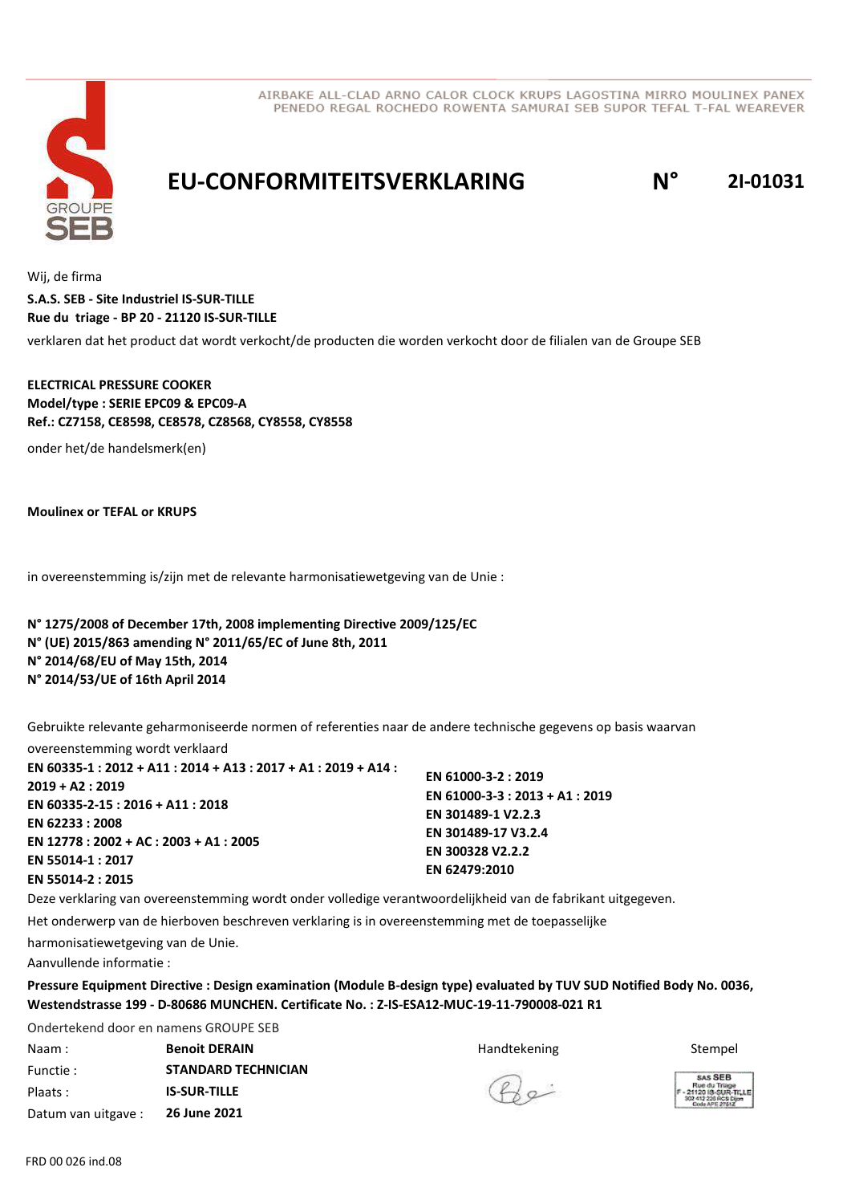AIRBAKE ALL-CLAD ARNO CALOR CLOCK KRUPS LAGOSTINA MIRRO MOULINEX PANEX
PENEDO REGAL ROCHEDO ROWENTA SAMURAI SEB SUPOR TEFAL T-FAL WEAREVER

# EU-CONFORMITEITSVERKLARING N° 2I-01031

Wij, de firma

**S.A.S. SEB - Site Industriel IS-SUR-TILLE**
**Rue du triage - BP 20 - 21120 IS-SUR-TILLE**

verklaren dat het product dat wordt verkocht/de producten die worden verkocht door de filialen van de Groupe SEB

**ELECTRICAL PRESSURE COOKER**
**Model/type : SERIE EPC09 & EPC09-A**
**Ref.: CZ7158, CE8598, CE8578, CZ8568, CY8558, CY8558**

onder het/de handelsmerk(en)

**Moulinex or TEFAL or KRUPS**

in overeenstemming is/zijn met de relevante harmonisatiewetgeving van de Unie :

**N° 1275/2008 of December 17th, 2008 implementing Directive 2009/125/EC**
**N° (UE) 2015/863 amending N° 2011/65/EC of June 8th, 2011**
**N° 2014/68/EU of May 15th, 2014**
**N° 2014/53/UE of 16th April 2014**

Gebruikte relevante geharmoniseerde normen of referenties naar de andere technische gegevens op basis waarvan overeenstemming wordt verklaard

**EN 60335-1 : 2012 + A11 : 2014 + A13 : 2017 + A1 : 2019 + A14 : 2019 + A2 : 2019**
**EN 60335-2-15 : 2016 + A11 : 2018**
**EN 62233 : 2008**
**EN 12778 : 2002 + AC : 2003 + A1 : 2005**
**EN 55014-1 : 2017**
**EN 55014-2 : 2015**
**EN 61000-3-2 : 2019**
**EN 61000-3-3 : 2013 + A1 : 2019**
**EN 301489-1 V2.2.3**
**EN 301489-17 V3.2.4**
**EN 300328 V2.2.2**
**EN 62479:2010**

Deze verklaring van overeenstemming wordt onder volledige verantwoordelijkheid van de fabrikant uitgegeven.

Het onderwerp van de hierboven beschreven verklaring is in overeenstemming met de toepasselijke harmonisatiewetgeving van de Unie.

Aanvullende informatie :

**Pressure Equipment Directive : Design examination (Module B-design type) evaluated by TUV SUD Notified Body No. 0036, Westendstrasse 199 - D-80686 MUNCHEN. Certificate No. : Z-IS-ESA12-MUC-19-11-790008-021 R1**

Ondertekend door en namens GROUPE SEB

| | | Handtekening | Stempel |
|---|---|---|---|
| Naam : | **Benoit DERAIN** | | SAS SEB Rue du Triage F - 21120 IS-SUR-TILLE 302 412 226 RCS Dijon Code APE 2751Z |
| Functie : | **STANDARD TECHNICIAN** | | |
| Plaats : | **IS-SUR-TILLE** | | |
| Datum van uitgave : | **26 June 2021** | | |

FRD 00 026 ind.08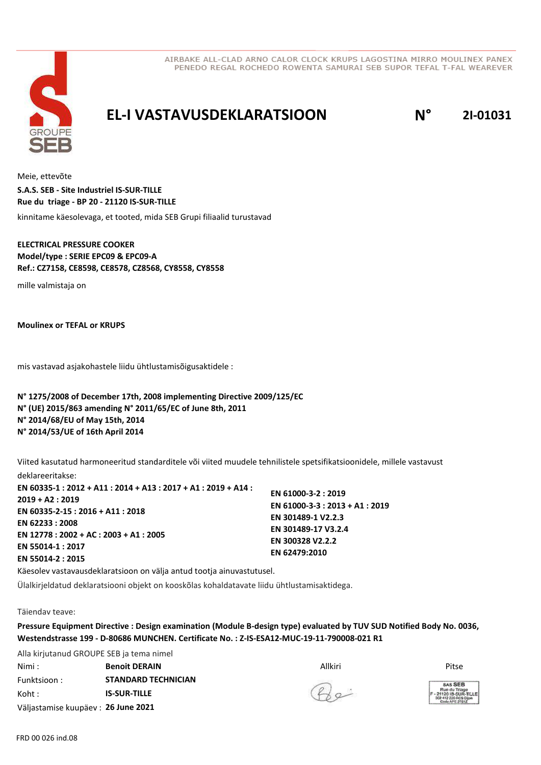AIRBAKE ALL-CLAD ARNO CALOR CLOCK KRUPS LAGOSTINA MIRRO MOULINEX PANEX PENEDO REGAL ROCHEDO ROWENTA SAMURAI SEB SUPOR TEFAL T-FAL WEAREVER

GROUPE SEB

# EL-I VASTAVUSDEKLARATSIOON N° 2I-01031

Meie, ettevõte

**S.A.S. SEB - Site Industriel IS-SUR-TILLE**
**Rue du triage - BP 20 - 21120 IS-SUR-TILLE**

kinnitame käesolevaga, et tooted, mida SEB Grupi filiaalid turustavad

**ELECTRICAL PRESSURE COOKER**
**Model/type : SERIE EPC09 & EPC09-A**
**Ref.: CZ7158, CE8598, CE8578, CZ8568, CY8558, CY8558**

mille valmistaja on

**Moulinex or TEFAL or KRUPS**

mis vastavad asjakohastele liidu ühtlustamisõigusaktidele :

**N° 1275/2008 of December 17th, 2008 implementing Directive 2009/125/EC**
**N° (UE) 2015/863 amending N° 2011/65/EC of June 8th, 2011**
**N° 2014/68/EU of May 15th, 2014**
**N° 2014/53/UE of 16th April 2014**

Viited kasutatud harmoneeritud standarditele või viited muudele tehnilistele spetsifikatsioonidele, millele vastavust deklareeritakse:

**EN 60335-1 : 2012 + A11 : 2014 + A13 : 2017 + A1 : 2019 + A14 : 2019 + A2 : 2019**
**EN 60335-2-15 : 2016 + A11 : 2018**
**EN 62233 : 2008**
**EN 12778 : 2002 + AC : 2003 + A1 : 2005**
**EN 55014-1 : 2017**
**EN 55014-2 : 2015**
**EN 61000-3-2 : 2019**
**EN 61000-3-3 : 2013 + A1 : 2019**
**EN 301489-1 V2.2.3**
**EN 301489-17 V3.2.4**
**EN 300328 V2.2.2**
**EN 62479:2010**

Käesolev vastavusdeklaratsioon on välja antud tootja ainuvastutusel.

Ülalkirjeldatud deklaratsiooni objekt on kooskõlas kohaldatavate liidu ühtlustamisaktidega.

Täiendav teave:

**Pressure Equipment Directive : Design examination (Module B-design type) evaluated by TUV SUD Notified Body No. 0036, Westendstrasse 199 - D-80686 MUNCHEN. Certificate No. : Z-IS-ESA12-MUC-19-11-790008-021 R1**

Alla kirjutanud GROUPE SEB ja tema nimel

| | | | |
|---|---|---|---|
| Nimi : | **Benoit DERAIN** | Allkiri | Pitse |
| Funktsioon : | **STANDARD TECHNICIAN** | | SAS SEB Rue du Triage F - 21120 IS-SUR-TILLE 302 412 226 RCS Dijon Code APE 2751Z |
| Koht : | **IS-SUR-TILLE** | | |
| Väljastamise kuupäev : | **26 June 2021** | | |

FRD 00 026 ind.08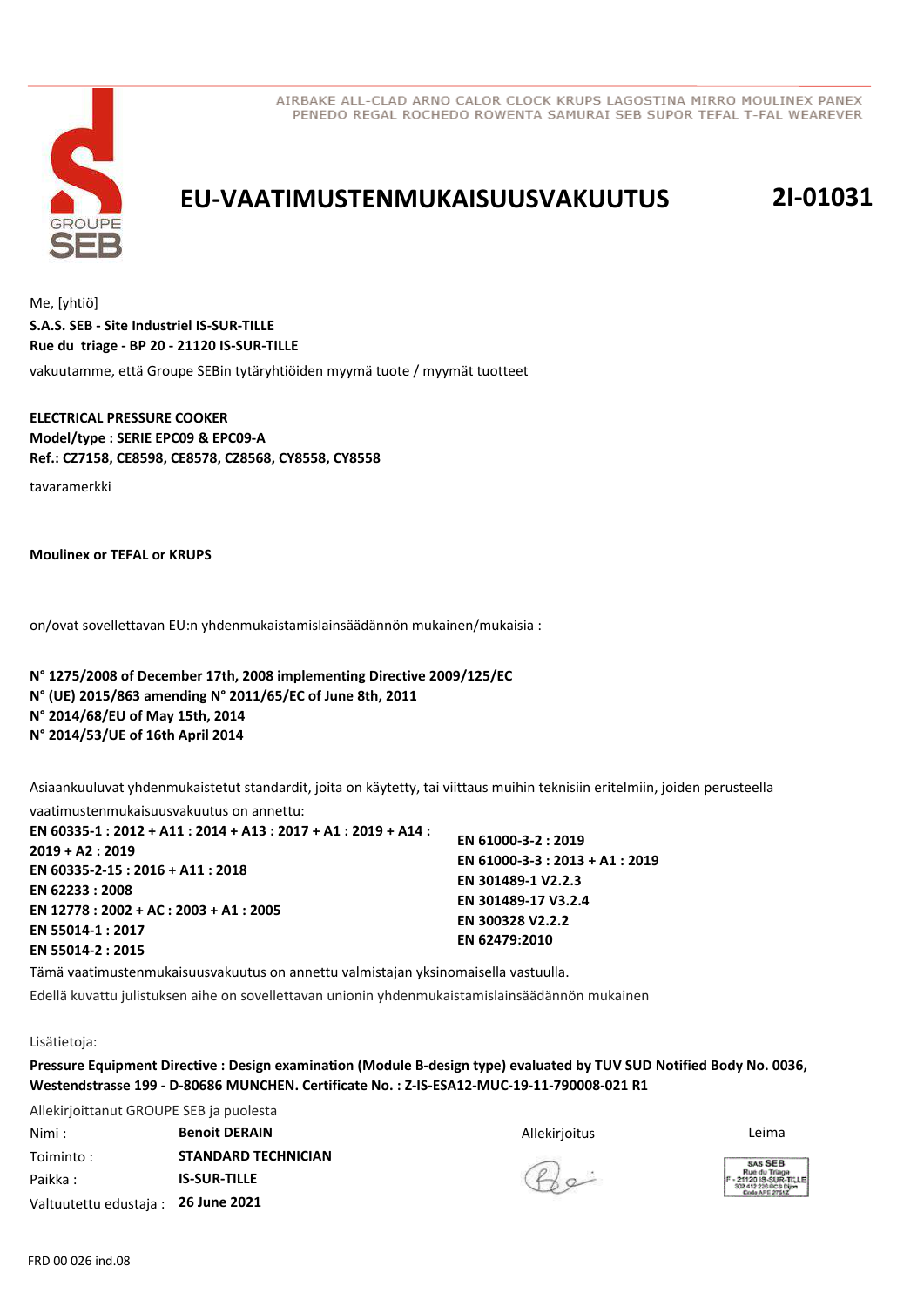AIRBAKE ALL-CLAD ARNO CALOR CLOCK KRUPS LAGOSTINA MIRRO MOULINEX PANEX PENEDO REGAL ROCHEDO ROWENTA SAMURAI SEB SUPOR TEFAL T-FAL WEAREVER

# EU-VAATIMUSTENMUKAISUUSVAKUUTUS

**2I-01031**

Me, [yhtiö]
**S.A.S. SEB - Site Industriel IS-SUR-TILLE**
**Rue du triage - BP 20 - 21120 IS-SUR-TILLE**
vakuutamme, että Groupe SEBin tytäryhtiöiden myymä tuote / myymät tuotteet

**ELECTRICAL PRESSURE COOKER**
**Model/type : SERIE EPC09 & EPC09-A**
**Ref.: CZ7158, CE8598, CE8578, CZ8568, CY8558, CY8558**

tavaramerkki

**Moulinex or TEFAL or KRUPS**

on/ovat sovellettavan EU:n yhdenmukaistamislainsäädännön mukainen/mukaisia :

**N° 1275/2008 of December 17th, 2008 implementing Directive 2009/125/EC**
**N° (UE) 2015/863 amending N° 2011/65/EC of June 8th, 2011**
**N° 2014/68/EU of May 15th, 2014**
**N° 2014/53/UE of 16th April 2014**

Asiaankuuluvat yhdenmukaistetut standardit, joita on käytetty, tai viittaus muihin teknisiin eritelmiin, joiden perusteella vaatimustenmukaisuusvakuutus on annettu:

**EN 60335-1 : 2012 + A11 : 2014 + A13 : 2017 + A1 : 2019 + A14 : 2019 + A2 : 2019**
**EN 60335-2-15 : 2016 + A11 : 2018**
**EN 62233 : 2008**
**EN 12778 : 2002 + AC : 2003 + A1 : 2005**
**EN 55014-1 : 2017**
**EN 55014-2 : 2015**
**EN 61000-3-2 : 2019**
**EN 61000-3-3 : 2013 + A1 : 2019**
**EN 301489-1 V2.2.3**
**EN 301489-17 V3.2.4**
**EN 300328 V2.2.2**
**EN 62479:2010**

Tämä vaatimustenmukaisuusvakuutus on annettu valmistajan yksinomaisella vastuulla.
Edellä kuvattu julistuksen aihe on sovellettavan unionin yhdenmukaistamislainsäädännön mukainen

Lisätietoja:
**Pressure Equipment Directive : Design examination (Module B-design type) evaluated by TUV SUD Notified Body No. 0036, Westendstrasse 199 - D-80686 MUNCHEN. Certificate No. : Z-IS-ESA12-MUC-19-11-790008-021 R1**

Allekirjoittanut GROUPE SEB ja puolesta

| | | Allekirjoitus | Leima |
|---|---|---|---|
| Nimi : | **Benoit DERAIN** | | |
| Toiminto : | **STANDARD TECHNICIAN** | | SAS SEB Rue du Triage F - 21120 IS-SUR-TILLE 302 412 226 RCS Dijon Code APE 2751Z |
| Paikka : | **IS-SUR-TILLE** | | |
| Valtuutettu edustaja : | **26 June 2021** | | |

FRD 00 026 ind.08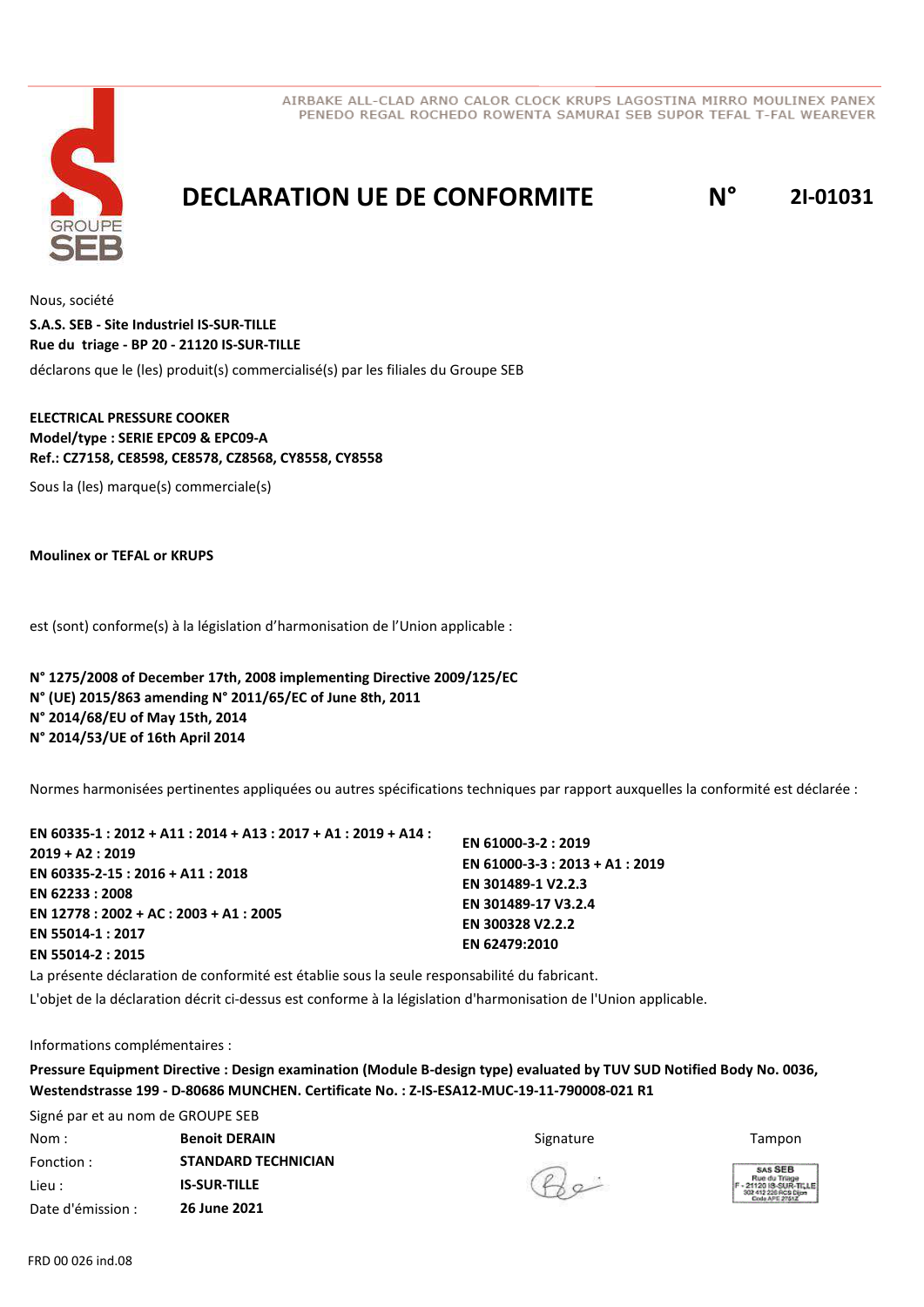AIRBAKE ALL-CLAD ARNO CALOR CLOCK KRUPS LAGOSTINA MIRRO MOULINEX PANEX
PENEDO REGAL ROCHEDO ROWENTA SAMURAI SEB SUPOR TEFAL T-FAL WEAREVER

# DECLARATION UE DE CONFORMITE N° 2I-01031

Nous, société

**S.A.S. SEB - Site Industriel IS-SUR-TILLE**
**Rue du triage - BP 20 - 21120 IS-SUR-TILLE**

déclarons que le (les) produit(s) commercialisé(s) par les filiales du Groupe SEB

**ELECTRICAL PRESSURE COOKER**
**Model/type : SERIE EPC09 & EPC09-A**
**Ref.: CZ7158, CE8598, CE8578, CZ8568, CY8558, CY8558**

Sous la (les) marque(s) commerciale(s)

**Moulinex or TEFAL or KRUPS**

est (sont) conforme(s) à la législation d'harmonisation de l'Union applicable :

**N° 1275/2008 of December 17th, 2008 implementing Directive 2009/125/EC**
**N° (UE) 2015/863 amending N° 2011/65/EC of June 8th, 2011**
**N° 2014/68/EU of May 15th, 2014**
**N° 2014/53/UE of 16th April 2014**

Normes harmonisées pertinentes appliquées ou autres spécifications techniques par rapport auxquelles la conformité est déclarée :

**EN 60335-1 : 2012 + A11 : 2014 + A13 : 2017 + A1 : 2019 + A14 : 2019 + A2 : 2019**
**EN 60335-2-15 : 2016 + A11 : 2018**
**EN 62233 : 2008**
**EN 12778 : 2002 + AC : 2003 + A1 : 2005**
**EN 55014-1 : 2017**
**EN 55014-2 : 2015**
**EN 61000-3-2 : 2019**
**EN 61000-3-3 : 2013 + A1 : 2019**
**EN 301489-1 V2.2.3**
**EN 301489-17 V3.2.4**
**EN 300328 V2.2.2**
**EN 62479:2010**

La présente déclaration de conformité est établie sous la seule responsabilité du fabricant.

L'objet de la déclaration décrit ci-dessus est conforme à la législation d'harmonisation de l'Union applicable.

Informations complémentaires :

**Pressure Equipment Directive : Design examination (Module B-design type) evaluated by TUV SUD Notified Body No. 0036, Westendstrasse 199 - D-80686 MUNCHEN. Certificate No. : Z-IS-ESA12-MUC-19-11-790008-021 R1**

Signé par et au nom de GROUPE SEB

| | | Signature | Tampon |
|---|---|---|---|
| Nom : | **Benoit DERAIN** | | SAS SEB Rue du Triage F - 21120 IS-SUR-TILLE 302 412 226 RCS Dijon Code APE 2751Z |
| Fonction : | **STANDARD TECHNICIAN** | | |
| Lieu : | **IS-SUR-TILLE** | | |
| Date d'émission : | **26 June 2021** | | |

FRD 00 026 ind.08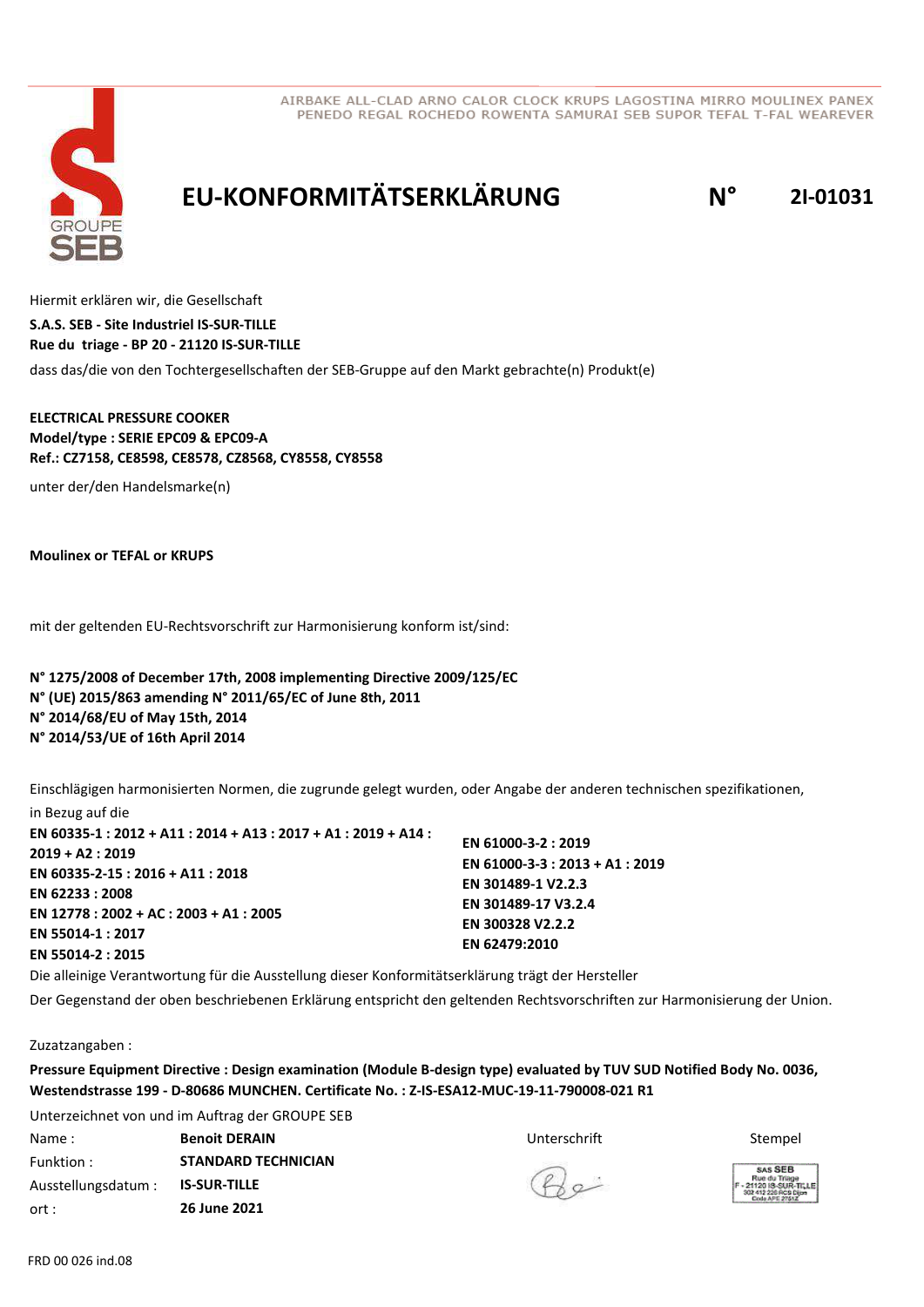AIRBAKE ALL-CLAD ARNO CALOR CLOCK KRUPS LAGOSTINA MIRRO MOULINEX PANEX
PENEDO REGAL ROCHEDO ROWENTA SAMURAI SEB SUPOR TEFAL T-FAL WEAREVER

# EU-KONFORMITÄTSERKLÄRUNG N° 2I-01031

Hiermit erklären wir, die Gesellschaft

**S.A.S. SEB - Site Industriel IS-SUR-TILLE**
**Rue du triage - BP 20 - 21120 IS-SUR-TILLE**

dass das/die von den Tochtergesellschaften der SEB-Gruppe auf den Markt gebrachte(n) Produkt(e)

**ELECTRICAL PRESSURE COOKER**
**Model/type : SERIE EPC09 & EPC09-A**
**Ref.: CZ7158, CE8598, CE8578, CZ8568, CY8558, CY8558**

unter der/den Handelsmarke(n)

**Moulinex or TEFAL or KRUPS**

mit der geltenden EU-Rechtsvorschrift zur Harmonisierung konform ist/sind:

**N° 1275/2008 of December 17th, 2008 implementing Directive 2009/125/EC**
**N° (UE) 2015/863 amending N° 2011/65/EC of June 8th, 2011**
**N° 2014/68/EU of May 15th, 2014**
**N° 2014/53/UE of 16th April 2014**

Einschlägigen harmonisierten Normen, die zugrunde gelegt wurden, oder Angabe der anderen technischen spezifikationen, in Bezug auf die

**EN 60335-1 : 2012 + A11 : 2014 + A13 : 2017 + A1 : 2019 + A14 : 2019 + A2 : 2019**
**EN 60335-2-15 : 2016 + A11 : 2018**
**EN 62233 : 2008**
**EN 12778 : 2002 + AC : 2003 + A1 : 2005**
**EN 55014-1 : 2017**
**EN 55014-2 : 2015**
**EN 61000-3-2 : 2019**
**EN 61000-3-3 : 2013 + A1 : 2019**
**EN 301489-1 V2.2.3**
**EN 301489-17 V3.2.4**
**EN 300328 V2.2.2**
**EN 62479:2010**

Die alleinige Verantwortung für die Ausstellung dieser Konformitätserklärung trägt der Hersteller

Der Gegenstand der oben beschriebenen Erklärung entspricht den geltenden Rechtsvorschriften zur Harmonisierung der Union.

Zuzatzangaben :

**Pressure Equipment Directive : Design examination (Module B-design type) evaluated by TUV SUD Notified Body No. 0036, Westendstrasse 199 - D-80686 MUNCHEN. Certificate No. : Z-IS-ESA12-MUC-19-11-790008-021 R1**

Unterzeichnet von und im Auftrag der GROUPE SEB

| | | | |
|---|---|---|---|
| Name : | **Benoit DERAIN** | Unterschrift | Stempel |
| Funktion : | **STANDARD TECHNICIAN** | | SAS SEB Rue du Triage F - 21120 IS-SUR-TILLE 302 412 226 RCS Dijon Code APE 2751Z |
| Ausstellungsdatum : | **IS-SUR-TILLE** | | |
| ort : | **26 June 2021** | | |

FRD 00 026 ind.08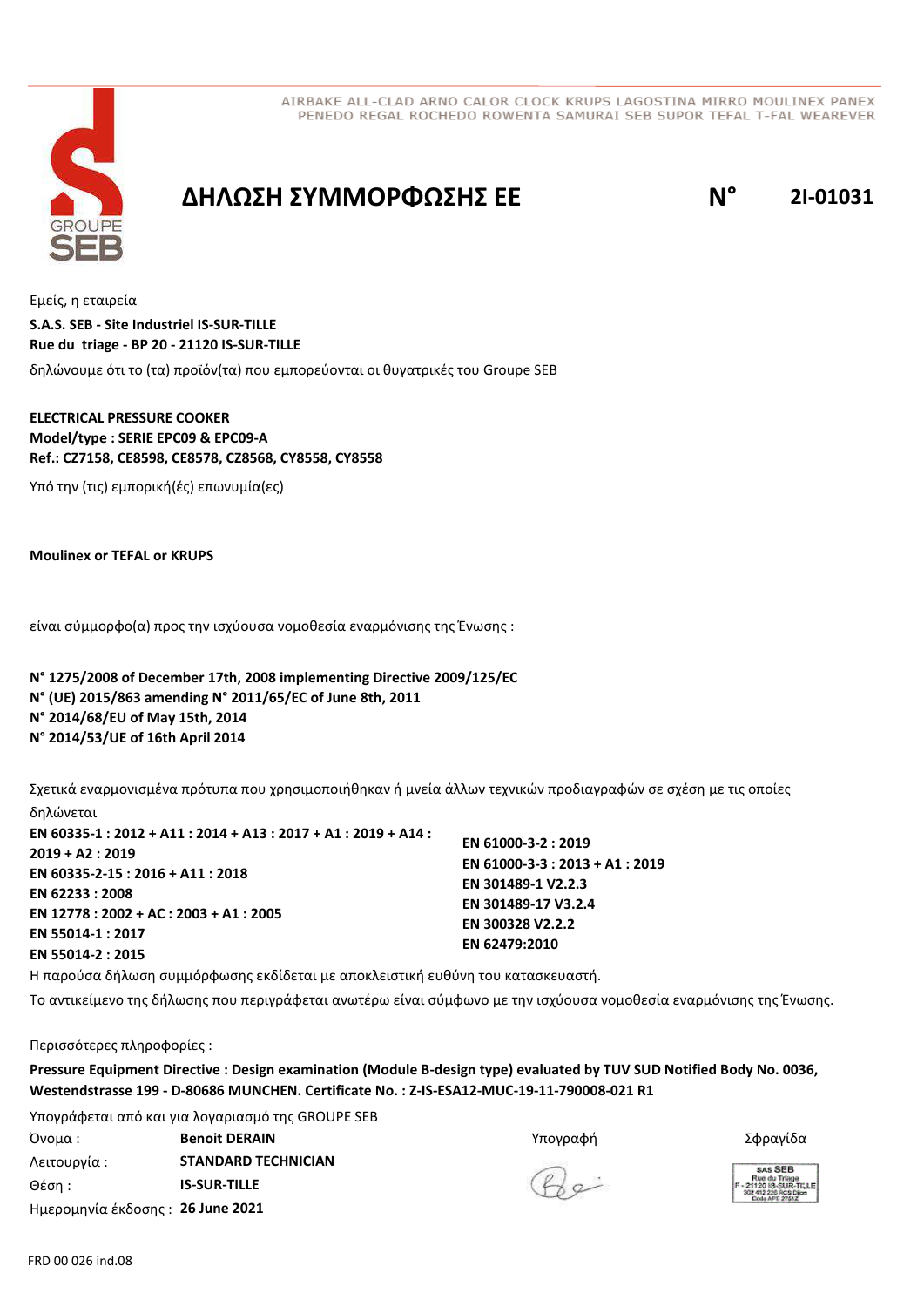AIRBAKE ALL-CLAD ARNO CALOR CLOCK KRUPS LAGOSTINA MIRRO MOULINEX PANEX
PENEDO REGAL ROCHEDO ROWENTA SAMURAI SEB SUPOR TEFAL T-FAL WEAREVER

# ΔΗΛΩΣΗ ΣΥΜΜΟΡΦΩΣΗΣ ΕΕ

**N° 2I-01031**

Εμείς, η εταιρεία

**S.A.S. SEB - Site Industriel IS-SUR-TILLE**
**Rue du triage - BP 20 - 21120 IS-SUR-TILLE**

δηλώνουμε ότι το (τα) προϊόν(τα) που εμπορεύονται οι θυγατρικές του Groupe SEB

**ELECTRICAL PRESSURE COOKER**
**Model/type : SERIE EPC09 & EPC09-A**
**Ref.: CZ7158, CE8598, CE8578, CZ8568, CY8558, CY8558**

Υπό την (τις) εμπορική(ές) επωνυμία(ες)

**Moulinex or TEFAL or KRUPS**

είναι σύμμορφο(α) προς την ισχύουσα νομοθεσία εναρμόνισης της Ένωσης :

**N° 1275/2008 of December 17th, 2008 implementing Directive 2009/125/EC**
**N° (UE) 2015/863 amending N° 2011/65/EC of June 8th, 2011**
**N° 2014/68/EU of May 15th, 2014**
**N° 2014/53/UE of 16th April 2014**

Σχετικά εναρμονισμένα πρότυπα που χρησιμοποιήθηκαν ή μνεία άλλων τεχνικών προδιαγραφών σε σχέση με τις οποίες δηλώνεται

**EN 60335-1 : 2012 + A11 : 2014 + A13 : 2017 + A1 : 2019 + A14 : 2019 + A2 : 2019**
**EN 60335-2-15 : 2016 + A11 : 2018**
**EN 62233 : 2008**
**EN 12778 : 2002 + AC : 2003 + A1 : 2005**
**EN 55014-1 : 2017**
**EN 55014-2 : 2015**
**EN 61000-3-2 : 2019**
**EN 61000-3-3 : 2013 + A1 : 2019**
**EN 301489-1 V2.2.3**
**EN 301489-17 V3.2.4**
**EN 300328 V2.2.2**
**EN 62479:2010**

Η παρούσα δήλωση συμμόρφωσης εκδίδεται με αποκλειστική ευθύνη του κατασκευαστή.

Το αντικείμενο της δήλωσης που περιγράφεται ανωτέρω είναι σύμφωνο με την ισχύουσα νομοθεσία εναρμόνισης της Ένωσης.

Περισσότερες πληροφορίες :

**Pressure Equipment Directive : Design examination (Module B-design type) evaluated by TUV SUD Notified Body No. 0036, Westendstrasse 199 - D-80686 MUNCHEN. Certificate No. : Z-IS-ESA12-MUC-19-11-790008-021 R1**

Υπογράφεται από και για λογαριασμό της GROUPE SEB

Όνομα : **Benoit DERAIN**
Λειτουργία : **STANDARD TECHNICIAN**
Θέση : **IS-SUR-TILLE**
Ημερομηνία έκδοσης : **26 June 2021**

Υπογραφή

Σφραγίδα

SAS SEB
Rue du Triage
F - 21120 IS-SUR-TILLE
302 412 226 RCS Dijon
Code APE 2751Z

FRD 00 026 ind.08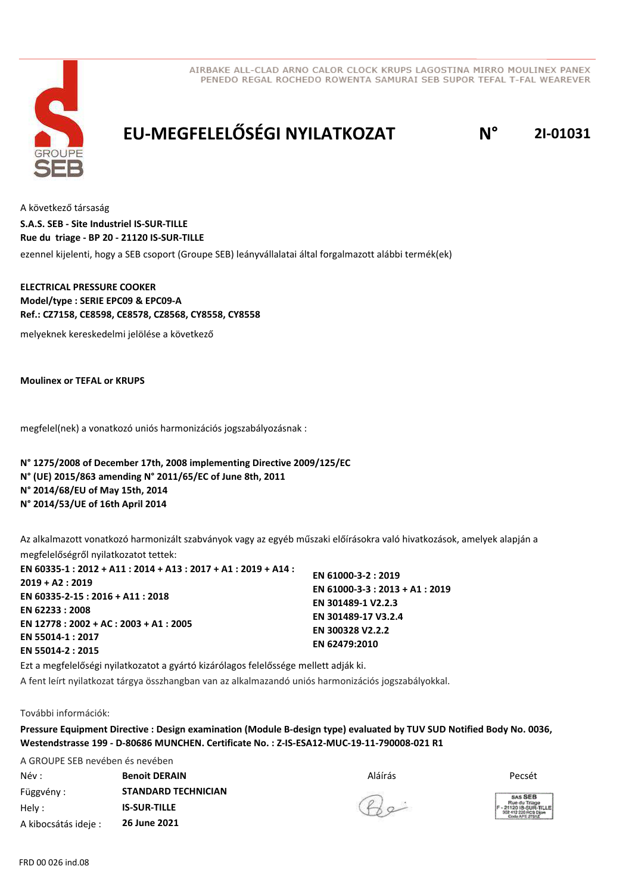AIRBAKE ALL-CLAD ARNO CALOR CLOCK KRUPS LAGOSTINA MIRRO MOULINEX PANEX PENEDO REGAL ROCHEDO ROWENTA SAMURAI SEB SUPOR TEFAL T-FAL WEAREVER

# EU-MEGFELELŐSÉGI NYILATKOZAT

**N° 2I-01031**

A következő társaság

**S.A.S. SEB - Site Industriel IS-SUR-TILLE**
**Rue du triage - BP 20 - 21120 IS-SUR-TILLE**

ezennel kijelenti, hogy a SEB csoport (Groupe SEB) leányvállalatai által forgalmazott alábbi termék(ek)

**ELECTRICAL PRESSURE COOKER**
**Model/type : SERIE EPC09 & EPC09-A**
**Ref.: CZ7158, CE8598, CE8578, CZ8568, CY8558, CY8558**

melyeknek kereskedelmi jelölése a következő

**Moulinex or TEFAL or KRUPS**

megfelel(nek) a vonatkozó uniós harmonizációs jogszabályozásnak :

**N° 1275/2008 of December 17th, 2008 implementing Directive 2009/125/EC**
**N° (UE) 2015/863 amending N° 2011/65/EC of June 8th, 2011**
**N° 2014/68/EU of May 15th, 2014**
**N° 2014/53/UE of 16th April 2014**

Az alkalmazott vonatkozó harmonizált szabványok vagy az egyéb műszaki előírásokra való hivatkozások, amelyek alapján a megfelelőségről nyilatkozatot tettek:

**EN 60335-1 : 2012 + A11 : 2014 + A13 : 2017 + A1 : 2019 + A14 : 2019 + A2 : 2019**
**EN 60335-2-15 : 2016 + A11 : 2018**
**EN 62233 : 2008**
**EN 12778 : 2002 + AC : 2003 + A1 : 2005**
**EN 55014-1 : 2017**
**EN 55014-2 : 2015**
**EN 61000-3-2 : 2019**
**EN 61000-3-3 : 2013 + A1 : 2019**
**EN 301489-1 V2.2.3**
**EN 301489-17 V3.2.4**
**EN 300328 V2.2.2**
**EN 62479:2010**

Ezt a megfelelőségi nyilatkozatot a gyártó kizárólagos felelőssége mellett adják ki.
A fent leírt nyilatkozat tárgya összhangban van az alkalmazandó uniós harmonizációs jogszabályokkal.

További információk:

**Pressure Equipment Directive : Design examination (Module B-design type) evaluated by TUV SUD Notified Body No. 0036, Westendstrasse 199 - D-80686 MUNCHEN. Certificate No. : Z-IS-ESA12-MUC-19-11-790008-021 R1**

A GROUPE SEB nevében és nevében

| | | Aláírás | Pecsét |
|---|---|---|---|
| Név : | **Benoit DERAIN** | | SAS SEB Rue du Triage F-21120 IS-SUR-TILLE 302 412 226 RCS Dijon Code APE 2751Z |
| Függvény : | **STANDARD TECHNICIAN** | | |
| Hely : | **IS-SUR-TILLE** | | |
| A kibocsátás ideje : | **26 June 2021** | | |

FRD 00 026 ind.08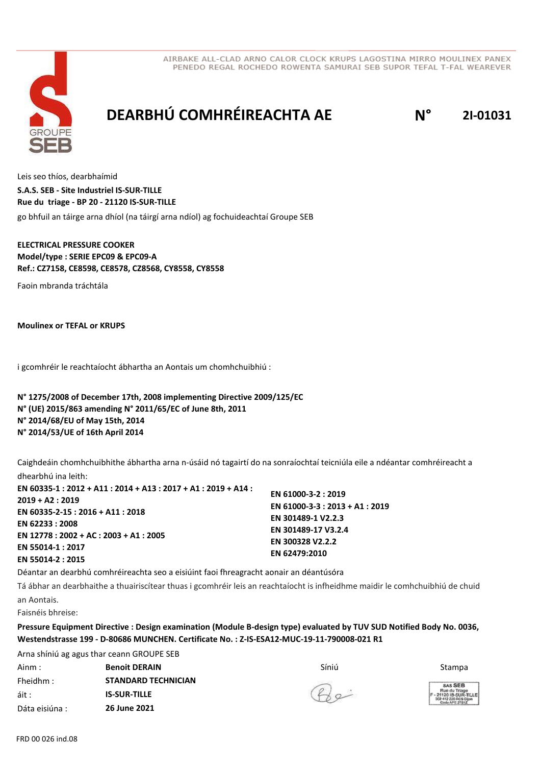AIRBAKE ALL-CLAD ARNO CALOR CLOCK KRUPS LAGOSTINA MIRRO MOULINEX PANEX PENEDO REGAL ROCHEDO ROWENTA SAMURAI SEB SUPOR TEFAL T-FAL WEAREVER

# DEARBHÚ COMHRÉIREACHTA AE

**N° 2I-01031**

Leis seo thíos, dearbhaímid

**S.A.S. SEB - Site Industriel IS-SUR-TILLE**
**Rue du triage - BP 20 - 21120 IS-SUR-TILLE**

go bhfuil an táirge arna dhíol (na táirgí arna ndíol) ag fochuideachtaí Groupe SEB

**ELECTRICAL PRESSURE COOKER**
**Model/type : SERIE EPC09 & EPC09-A**
**Ref.: CZ7158, CE8598, CE8578, CZ8568, CY8558, CY8558**

Faoin mbranda tráchtála

**Moulinex or TEFAL or KRUPS**

i gcomhréir le reachtaíocht ábhartha an Aontais um chomhchuibhiú :

**N° 1275/2008 of December 17th, 2008 implementing Directive 2009/125/EC**
**N° (UE) 2015/863 amending N° 2011/65/EC of June 8th, 2011**
**N° 2014/68/EU of May 15th, 2014**
**N° 2014/53/UE of 16th April 2014**

Caighdeáin chomhchuibhithe ábhartha arna n-úsáid nó tagairtí do na sonraíochtaí teicniúla eile a ndéantar comhréireacht a dhearbhú ina leith:

**EN 60335-1 : 2012 + A11 : 2014 + A13 : 2017 + A1 : 2019 + A14 : 2019 + A2 : 2019**
**EN 60335-2-15 : 2016 + A11 : 2018**
**EN 62233 : 2008**
**EN 12778 : 2002 + AC : 2003 + A1 : 2005**
**EN 55014-1 : 2017**
**EN 55014-2 : 2015**
**EN 61000-3-2 : 2019**
**EN 61000-3-3 : 2013 + A1 : 2019**
**EN 301489-1 V2.2.3**
**EN 301489-17 V3.2.4**
**EN 300328 V2.2.2**
**EN 62479:2010**

Déantar an dearbhú comhréireachta seo a eisiúint faoi fhreagracht aonair an déantúsóra

Tá ábhar an dearbhaithe a thuairiscítear thuas i gcomhréir leis an reachtaíocht is infheidhme maidir le comhchuibhiú de chuid an Aontais.

Faisnéis bhreise:

**Pressure Equipment Directive : Design examination (Module B-design type) evaluated by TUV SUD Notified Body No. 0036, Westendstrasse 199 - D-80686 MUNCHEN. Certificate No. : Z-IS-ESA12-MUC-19-11-790008-021 R1**

Arna shíniú ag agus thar ceann GROUPE SEB

| | | Síniú | Stampa |
|---|---|---|---|
| Ainm : | **Benoit DERAIN** | | SAS SEB Rue du Triage F - 21120 IS-SUR-TILLE 302 412 226 RCS Dijon Code APE 2751Z |
| Fheidhm : | **STANDARD TECHNICIAN** | | |
| áit : | **IS-SUR-TILLE** | | |
| Dáta eisiúna : | **26 June 2021** | | |

FRD 00 026 ind.08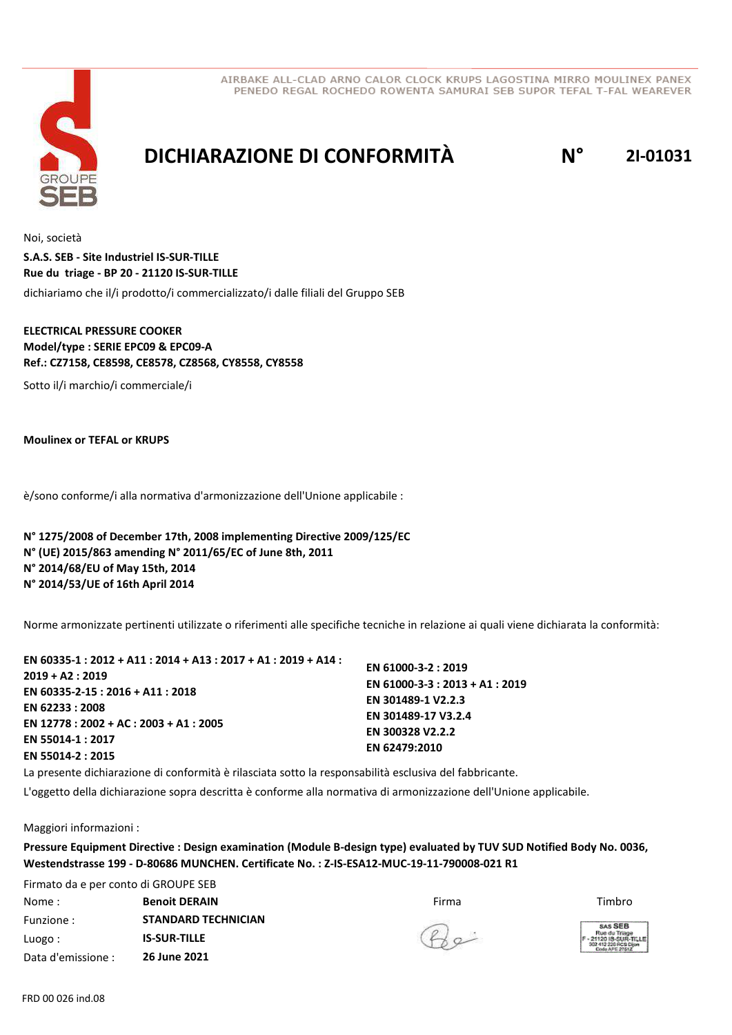AIRBAKE ALL-CLAD ARNO CALOR CLOCK KRUPS LAGOSTINA MIRRO MOULINEX PANEX PENEDO REGAL ROCHEDO ROWENTA SAMURAI SEB SUPOR TEFAL T-FAL WEAREVER

# DICHIARAZIONE DI CONFORMITÀ N° 2I-01031

Noi, società

**S.A.S. SEB - Site Industriel IS-SUR-TILLE**
**Rue du triage - BP 20 - 21120 IS-SUR-TILLE**

dichiariamo che il/i prodotto/i commercializzato/i dalle filiali del Gruppo SEB

**ELECTRICAL PRESSURE COOKER**
**Model/type : SERIE EPC09 & EPC09-A**
**Ref.: CZ7158, CE8598, CE8578, CZ8568, CY8558, CY8558**

Sotto il/i marchio/i commerciale/i

**Moulinex or TEFAL or KRUPS**

è/sono conforme/i alla normativa d'armonizzazione dell'Unione applicabile :

**N° 1275/2008 of December 17th, 2008 implementing Directive 2009/125/EC**
**N° (UE) 2015/863 amending N° 2011/65/EC of June 8th, 2011**
**N° 2014/68/EU of May 15th, 2014**
**N° 2014/53/UE of 16th April 2014**

Norme armonizzate pertinenti utilizzate o riferimenti alle specifiche tecniche in relazione ai quali viene dichiarata la conformità:

**EN 60335-1 : 2012 + A11 : 2014 + A13 : 2017 + A1 : 2019 + A14 : 2019 + A2 : 2019**
**EN 60335-2-15 : 2016 + A11 : 2018**
**EN 62233 : 2008**
**EN 12778 : 2002 + AC : 2003 + A1 : 2005**
**EN 55014-1 : 2017**
**EN 55014-2 : 2015**
**EN 61000-3-2 : 2019**
**EN 61000-3-3 : 2013 + A1 : 2019**
**EN 301489-1 V2.2.3**
**EN 301489-17 V3.2.4**
**EN 300328 V2.2.2**
**EN 62479:2010**

La presente dichiarazione di conformità è rilasciata sotto la responsabilità esclusiva del fabbricante.

L'oggetto della dichiarazione sopra descritta è conforme alla normativa di armonizzazione dell'Unione applicabile.

Maggiori informazioni :

**Pressure Equipment Directive : Design examination (Module B-design type) evaluated by TUV SUD Notified Body No. 0036, Westendstrasse 199 - D-80686 MUNCHEN. Certificate No. : Z-IS-ESA12-MUC-19-11-790008-021 R1**

Firmato da e per conto di GROUPE SEB

| | | Firma | Timbro |
|---|---|---|---|
| Nome : | **Benoit DERAIN** | | SAS SEB Rue du Triage F - 21120 IS-SUR-TILLE 302 412 226 RCS Dijon Code APE 2751Z |
| Funzione : | **STANDARD TECHNICIAN** | | |
| Luogo : | **IS-SUR-TILLE** | | |
| Data d'emissione : | **26 June 2021** | | |

FRD 00 026 ind.08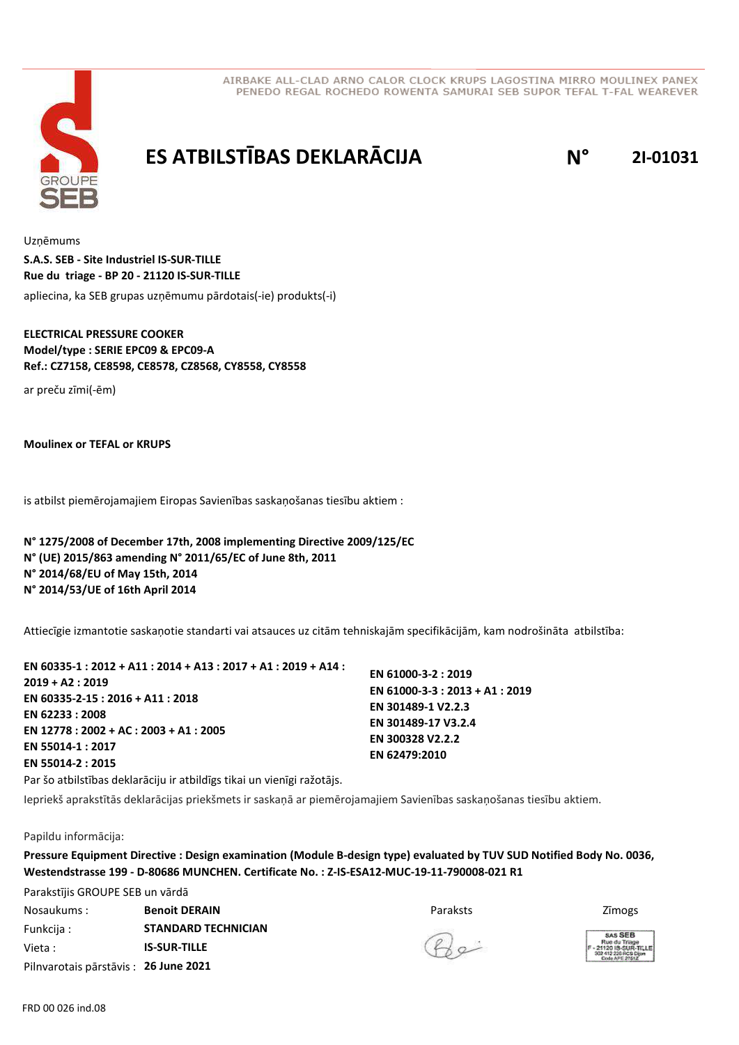AIRBAKE ALL-CLAD ARNO CALOR CLOCK KRUPS LAGOSTINA MIRRO MOULINEX PANEX PENEDO REGAL ROCHEDO ROWENTA SAMURAI SEB SUPOR TEFAL T-FAL WEAREVER

# ES ATBILSTĪBAS DEKLARĀCIJA N° 2I-01031

Uzņēmums

**S.A.S. SEB - Site Industriel IS-SUR-TILLE**
**Rue du triage - BP 20 - 21120 IS-SUR-TILLE**

apliecina, ka SEB grupas uzņēmumu pārdotais(-ie) produkts(-i)

**ELECTRICAL PRESSURE COOKER**
**Model/type : SERIE EPC09 & EPC09-A**
**Ref.: CZ7158, CE8598, CE8578, CZ8568, CY8558, CY8558**

ar preču zīmi(-ēm)

**Moulinex or TEFAL or KRUPS**

is atbilst piemērojamajiem Eiropas Savienības saskaņošanas tiesību aktiem :

**N° 1275/2008 of December 17th, 2008 implementing Directive 2009/125/EC**
**N° (UE) 2015/863 amending N° 2011/65/EC of June 8th, 2011**
**N° 2014/68/EU of May 15th, 2014**
**N° 2014/53/UE of 16th April 2014**

Attiecīgie izmantotie saskaņotie standarti vai atsauces uz citām tehniskajām specifikācijām, kam nodrošināta atbilstība:

**EN 60335-1 : 2012 + A11 : 2014 + A13 : 2017 + A1 : 2019 + A14 : 2019 + A2 : 2019**
**EN 60335-2-15 : 2016 + A11 : 2018**
**EN 62233 : 2008**
**EN 12778 : 2002 + AC : 2003 + A1 : 2005**
**EN 55014-1 : 2017**
**EN 55014-2 : 2015**
**EN 61000-3-2 : 2019**
**EN 61000-3-3 : 2013 + A1 : 2019**
**EN 301489-1 V2.2.3**
**EN 301489-17 V3.2.4**
**EN 300328 V2.2.2**
**EN 62479:2010**

Par šo atbilstības deklarāciju ir atbildīgs tikai un vienīgi ražotājs.

Iepriekš aprakstītās deklarācijas priekšmets ir saskaņā ar piemērojamajiem Savienības saskaņošanas tiesību aktiem.

Papildu informācija:

**Pressure Equipment Directive : Design examination (Module B-design type) evaluated by TUV SUD Notified Body No. 0036, Westendstrasse 199 - D-80686 MUNCHEN. Certificate No. : Z-IS-ESA12-MUC-19-11-790008-021 R1**

Parakstījis GROUPE SEB un vārdā

Nosaukums : **Benoit DERAIN**
Funkcija : **STANDARD TECHNICIAN**
Vieta : **IS-SUR-TILLE**
Pilnvarotais pārstāvis : **26 June 2021**

Paraksts

Zīmogs

SAS SEB
Rue du Triage
F - 21120 IS-SUR-TILLE
302 412 226 RCS Dijon
Code APE 2751Z

FRD 00 026 ind.08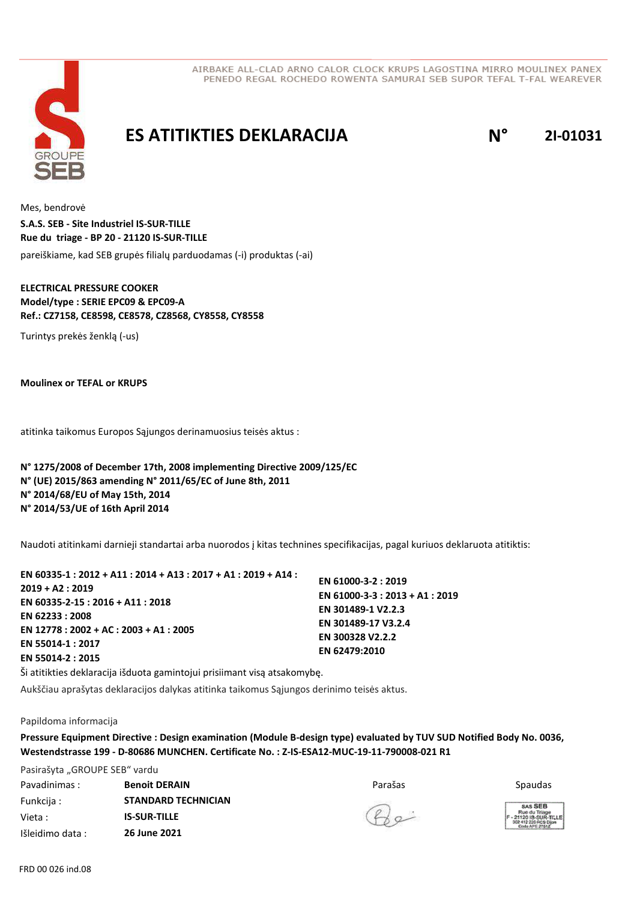AIRBAKE ALL-CLAD ARNO CALOR CLOCK KRUPS LAGOSTINA MIRRO MOULINEX PANEX PENEDO REGAL ROCHEDO ROWENTA SAMURAI SEB SUPOR TEFAL T-FAL WEAREVER

# ES ATITIKTIES DEKLARACIJA N° 2I-01031

Mes, bendrovė

**S.A.S. SEB - Site Industriel IS-SUR-TILLE**
**Rue du triage - BP 20 - 21120 IS-SUR-TILLE**

pareiškiame, kad SEB grupės filialų parduodamas (-i) produktas (-ai)

**ELECTRICAL PRESSURE COOKER**
**Model/type : SERIE EPC09 & EPC09-A**
**Ref.: CZ7158, CE8598, CE8578, CZ8568, CY8558, CY8558**

Turintys prekės ženklą (-us)

**Moulinex or TEFAL or KRUPS**

atitinka taikomus Europos Sąjungos derinamuosius teisės aktus :

**N° 1275/2008 of December 17th, 2008 implementing Directive 2009/125/EC**
**N° (UE) 2015/863 amending N° 2011/65/EC of June 8th, 2011**
**N° 2014/68/EU of May 15th, 2014**
**N° 2014/53/UE of 16th April 2014**

Naudoti atitinkami darnieji standartai arba nuorodos į kitas technines specifikacijas, pagal kuriuos deklaruota atitiktis:

**EN 60335-1 : 2012 + A11 : 2014 + A13 : 2017 + A1 : 2019 + A14 : 2019 + A2 : 2019**
**EN 60335-2-15 : 2016 + A11 : 2018**
**EN 62233 : 2008**
**EN 12778 : 2002 + AC : 2003 + A1 : 2005**
**EN 55014-1 : 2017**
**EN 55014-2 : 2015**
**EN 61000-3-2 : 2019**
**EN 61000-3-3 : 2013 + A1 : 2019**
**EN 301489-1 V2.2.3**
**EN 301489-17 V3.2.4**
**EN 300328 V2.2.2**
**EN 62479:2010**

Ši atitikties deklaracija išduota gamintojui prisiimant visą atsakomybę.

Aukščiau aprašytas deklaracijos dalykas atitinka taikomus Sąjungos derinimo teisės aktus.

Papildoma informacija

**Pressure Equipment Directive : Design examination (Module B-design type) evaluated by TUV SUD Notified Body No. 0036, Westendstrasse 199 - D-80686 MUNCHEN. Certificate No. : Z-IS-ESA12-MUC-19-11-790008-021 R1**

Pasirašyta „GROUPE SEB" vardu

| | | Parašas | Spaudas |
|---|---|---|---|
| Pavadinimas : | **Benoit DERAIN** | | |
| Funkcija : | **STANDARD TECHNICIAN** | | SAS SEB Rue du Triage F - 21120 IS-SUR-TILLE 302 412 226 RCS Dijon Code APE 2751Z |
| Vieta : | **IS-SUR-TILLE** | | |
| Išleidimo data : | **26 June 2021** | | |

FRD 00 026 ind.08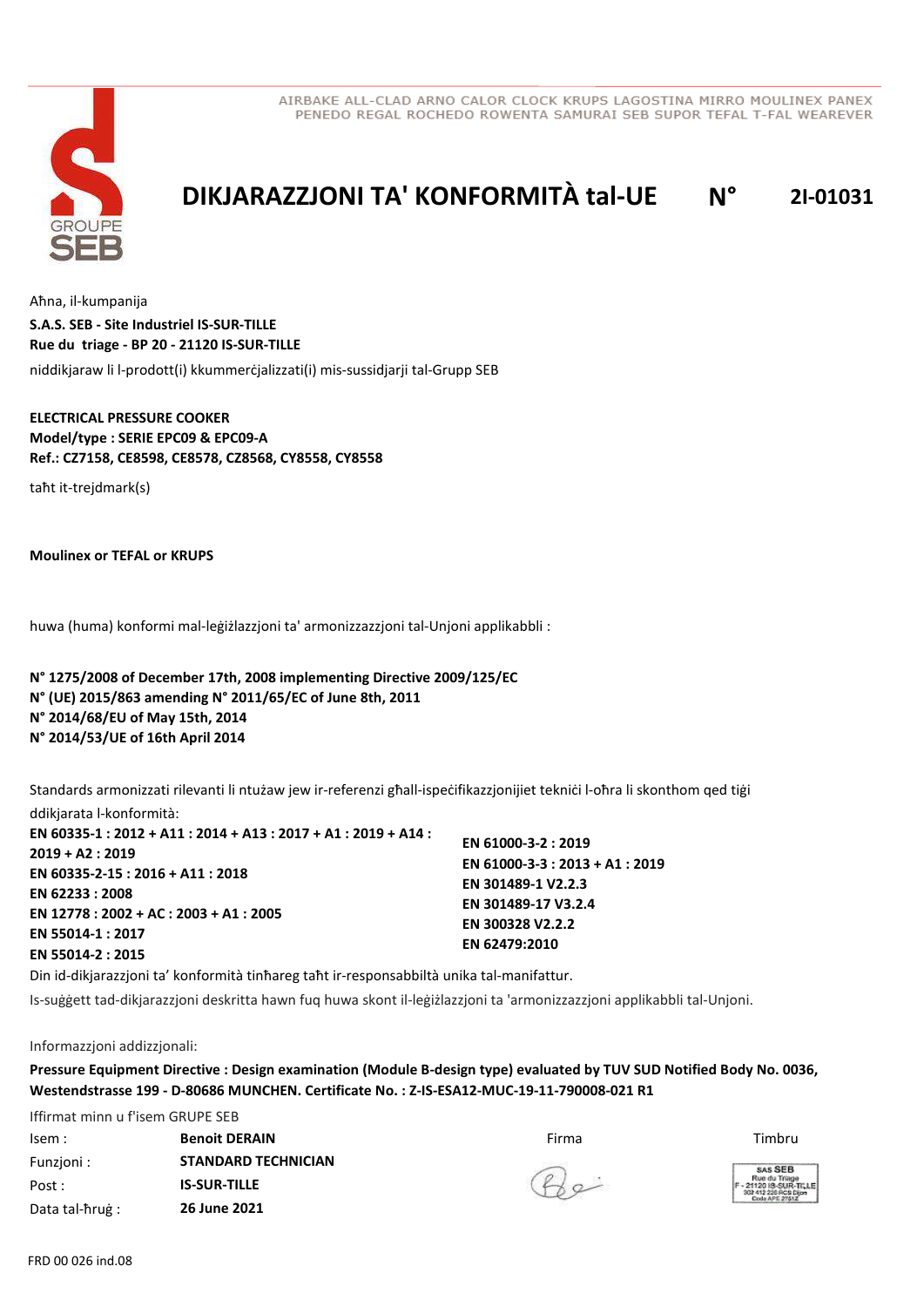AIRBAKE ALL-CLAD ARNO CALOR CLOCK KRUPS LAGOSTINA MIRRO MOULINEX PANEX PENEDO REGAL ROCHEDO ROWENTA SAMURAI SEB SUPOR TEFAL T-FAL WEAREVER

# DIKJARAZZJONI TA' KONFORMITÀ tal-UE N° 2I-01031

Aħna, il-kumpanija

**S.A.S. SEB - Site Industriel IS-SUR-TILLE**
**Rue du triage - BP 20 - 21120 IS-SUR-TILLE**

niddikjaraw li l-prodott(i) kkummerċjalizzati(i) mis-sussidjarji tal-Grupp SEB

**ELECTRICAL PRESSURE COOKER**
**Model/type : SERIE EPC09 & EPC09-A**
**Ref.: CZ7158, CE8598, CE8578, CZ8568, CY8558, CY8558**

taħt it-trejdmark(s)

**Moulinex or TEFAL or KRUPS**

huwa (huma) konformi mal-leġiżlazzjoni ta' armonizzazzjoni tal-Unjoni applikabbli :

**N° 1275/2008 of December 17th, 2008 implementing Directive 2009/125/EC**
**N° (UE) 2015/863 amending N° 2011/65/EC of June 8th, 2011**
**N° 2014/68/EU of May 15th, 2014**
**N° 2014/53/UE of 16th April 2014**

Standards armonizzati rilevanti li ntużaw jew ir-referenzi għall-ispeċifikazzjonijiet tekniċi l-oħra li skonthom qed tiġi ddikjarata l-konformità:

**EN 60335-1 : 2012 + A11 : 2014 + A13 : 2017 + A1 : 2019 + A14 : 2019 + A2 : 2019**
**EN 60335-2-15 : 2016 + A11 : 2018**
**EN 62233 : 2008**
**EN 12778 : 2002 + AC : 2003 + A1 : 2005**
**EN 55014-1 : 2017**
**EN 55014-2 : 2015**
**EN 61000-3-2 : 2019**
**EN 61000-3-3 : 2013 + A1 : 2019**
**EN 301489-1 V2.2.3**
**EN 301489-17 V3.2.4**
**EN 300328 V2.2.2**
**EN 62479:2010**

Din id-dikjarazzjoni ta' konformità tinħareg taħt ir-responsabbiltà unika tal-manifattur.

Is-suġġett tad-dikjarazzjoni deskritta hawn fuq huwa skont il-leġiżlazzjoni ta 'armonizzazzjoni applikabbli tal-Unjoni.

Informazzjoni addizzjonali:

**Pressure Equipment Directive : Design examination (Module B-design type) evaluated by TUV SUD Notified Body No. 0036, Westendstrasse 199 - D-80686 MUNCHEN. Certificate No. : Z-IS-ESA12-MUC-19-11-790008-021 R1**

Iffirmat minn u f'isem GRUPE SEB

| | | Firma | Timbru |
|---|---|---|---|
| Isem : | **Benoit DERAIN** | | SAS SEB Rue du Triage F - 21120 IS-SUR-TILLE 302 412 226 RCS Dijon Code APE 2751Z |
| Funzjoni : | **STANDARD TECHNICIAN** | | |
| Post : | **IS-SUR-TILLE** | | |
| Data tal-ħruġ : | **26 June 2021** | | |

FRD 00 026 ind.08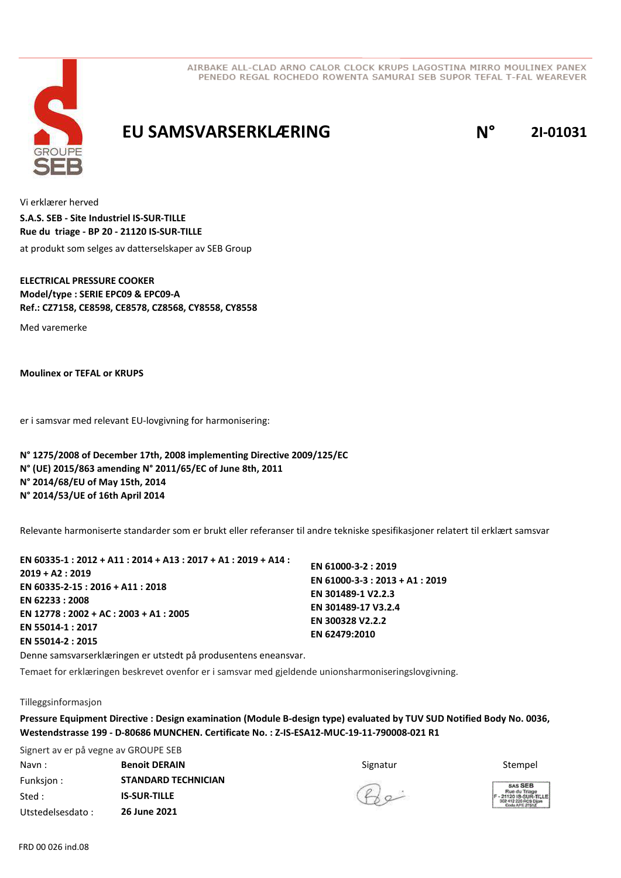AIRBAKE ALL-CLAD ARNO CALOR CLOCK KRUPS LAGOSTINA MIRRO MOULINEX PANEX PENEDO REGAL ROCHEDO ROWENTA SAMURAI SEB SUPOR TEFAL T-FAL WEAREVER

# EU SAMSVARSERKLÆRING

**N° 2I-01031**

Vi erklærer herved

**S.A.S. SEB - Site Industriel IS-SUR-TILLE**
**Rue du triage - BP 20 - 21120 IS-SUR-TILLE**

at produkt som selges av datterselskaper av SEB Group

**ELECTRICAL PRESSURE COOKER**
**Model/type : SERIE EPC09 & EPC09-A**
**Ref.: CZ7158, CE8598, CE8578, CZ8568, CY8558, CY8558**

Med varemerke

**Moulinex or TEFAL or KRUPS**

er i samsvar med relevant EU-lovgivning for harmonisering:

**N° 1275/2008 of December 17th, 2008 implementing Directive 2009/125/EC**
**N° (UE) 2015/863 amending N° 2011/65/EC of June 8th, 2011**
**N° 2014/68/EU of May 15th, 2014**
**N° 2014/53/UE of 16th April 2014**

Relevante harmoniserte standarder som er brukt eller referanser til andre tekniske spesifikasjoner relatert til erklært samsvar

**EN 60335-1 : 2012 + A11 : 2014 + A13 : 2017 + A1 : 2019 + A14 : 2019 + A2 : 2019**
**EN 60335-2-15 : 2016 + A11 : 2018**
**EN 62233 : 2008**
**EN 12778 : 2002 + AC : 2003 + A1 : 2005**
**EN 55014-1 : 2017**
**EN 55014-2 : 2015**
**EN 61000-3-2 : 2019**
**EN 61000-3-3 : 2013 + A1 : 2019**
**EN 301489-1 V2.2.3**
**EN 301489-17 V3.2.4**
**EN 300328 V2.2.2**
**EN 62479:2010**

Denne samsvarserklæringen er utstedt på produsentens eneansvar.

Temaet for erklæringen beskrevet ovenfor er i samsvar med gjeldende unionsharmoniseringslovgivning.

Tilleggsinformasjon

**Pressure Equipment Directive : Design examination (Module B-design type) evaluated by TUV SUD Notified Body No. 0036, Westendstrasse 199 - D-80686 MUNCHEN. Certificate No. : Z-IS-ESA12-MUC-19-11-790008-021 R1**

Signert av er på vegne av GROUPE SEB

| | | | |
|---|---|---|---|
| Navn : | **Benoit DERAIN** | Signatur | Stempel |
| Funksjon : | **STANDARD TECHNICIAN** | | SAS SEB Rue du Triage F - 21120 IS-SUR-TILLE 302 412 226 RCS Dijon Code APE 2751Z |
| Sted : | **IS-SUR-TILLE** | | |
| Utstedelsesdato : | **26 June 2021** | | |

FRD 00 026 ind.08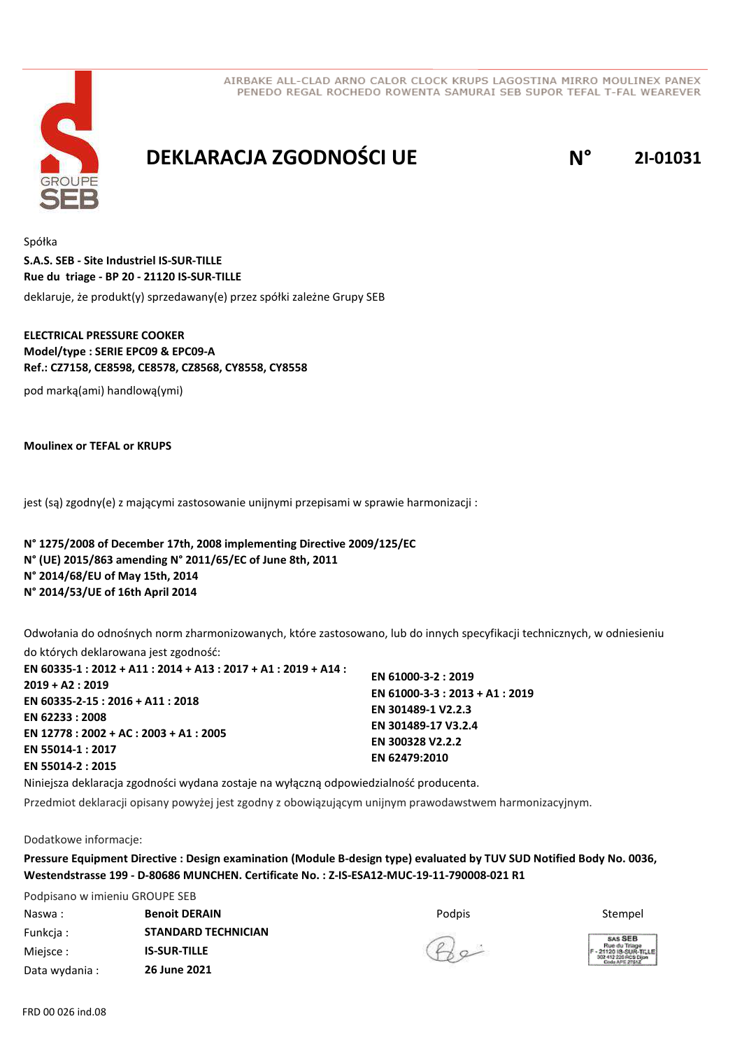AIRBAKE ALL-CLAD ARNO CALOR CLOCK KRUPS LAGOSTINA MIRRO MOULINEX PANEX
PENEDO REGAL ROCHEDO ROWENTA SAMURAI SEB SUPOR TEFAL T-FAL WEAREVER

# DEKLARACJA ZGODNOŚCI UE N° 2I-01031

Spółka

**S.A.S. SEB - Site Industriel IS-SUR-TILLE**
**Rue du triage - BP 20 - 21120 IS-SUR-TILLE**

deklaruje, że produkt(y) sprzedawany(e) przez spółki zależne Grupy SEB

**ELECTRICAL PRESSURE COOKER**
**Model/type : SERIE EPC09 & EPC09-A**
**Ref.: CZ7158, CE8598, CE8578, CZ8568, CY8558, CY8558**

pod marką(ami) handlową(ymi)

**Moulinex or TEFAL or KRUPS**

jest (są) zgodny(e) z mającymi zastosowanie unijnymi przepisami w sprawie harmonizacji :

**N° 1275/2008 of December 17th, 2008 implementing Directive 2009/125/EC**
**N° (UE) 2015/863 amending N° 2011/65/EC of June 8th, 2011**
**N° 2014/68/EU of May 15th, 2014**
**N° 2014/53/UE of 16th April 2014**

Odwołania do odnośnych norm zharmonizowanych, które zastosowano, lub do innych specyfikacji technicznych, w odniesieniu do których deklarowana jest zgodność:

**EN 60335-1 : 2012 + A11 : 2014 + A13 : 2017 + A1 : 2019 + A14 : 2019 + A2 : 2019**
**EN 60335-2-15 : 2016 + A11 : 2018**
**EN 62233 : 2008**
**EN 12778 : 2002 + AC : 2003 + A1 : 2005**
**EN 55014-1 : 2017**
**EN 55014-2 : 2015**
**EN 61000-3-2 : 2019**
**EN 61000-3-3 : 2013 + A1 : 2019**
**EN 301489-1 V2.2.3**
**EN 301489-17 V3.2.4**
**EN 300328 V2.2.2**
**EN 62479:2010**

Niniejsza deklaracja zgodności wydana zostaje na wyłączną odpowiedzialność producenta.

Przedmiot deklaracji opisany powyżej jest zgodny z obowiązującym unijnym prawodawstwem harmonizacyjnym.

Dodatkowe informacje:

**Pressure Equipment Directive : Design examination (Module B-design type) evaluated by TUV SUD Notified Body No. 0036, Westendstrasse 199 - D-80686 MUNCHEN. Certificate No. : Z-IS-ESA12-MUC-19-11-790008-021 R1**

Podpisano w imieniu GROUPE SEB

| | | | |
|---|---|---|---|
| Naswa : | **Benoit DERAIN** | Podpis | Stempel |
| Funkcja : | **STANDARD TECHNICIAN** | | |
| Miejsce : | **IS-SUR-TILLE** | | |
| Data wydania : | **26 June 2021** | | |

FRD 00 026 ind.08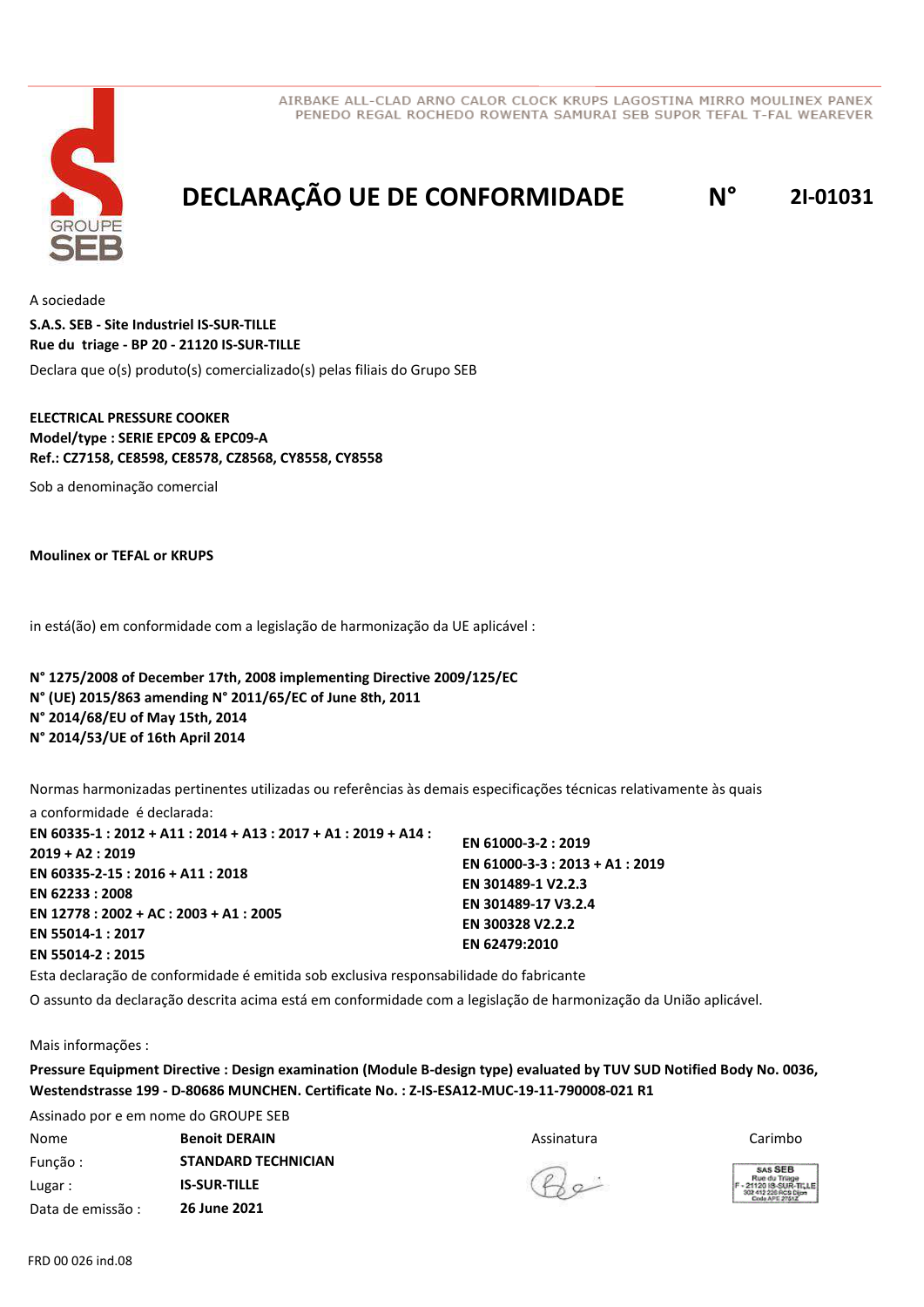AIRBAKE ALL-CLAD ARNO CALOR CLOCK KRUPS LAGOSTINA MIRRO MOULINEX PANEX PENEDO REGAL ROCHEDO ROWENTA SAMURAI SEB SUPOR TEFAL T-FAL WEAREVER

GROUPE SEB

# DECLARAÇÃO UE DE CONFORMIDADE N° 2I-01031

A sociedade

**S.A.S. SEB - Site Industriel IS-SUR-TILLE**
**Rue du triage - BP 20 - 21120 IS-SUR-TILLE**

Declara que o(s) produto(s) comercializado(s) pelas filiais do Grupo SEB

**ELECTRICAL PRESSURE COOKER**
**Model/type : SERIE EPC09 & EPC09-A**
**Ref.: CZ7158, CE8598, CE8578, CZ8568, CY8558, CY8558**

Sob a denominação comercial

**Moulinex or TEFAL or KRUPS**

in está(ão) em conformidade com a legislação de harmonização da UE aplicável :

**N° 1275/2008 of December 17th, 2008 implementing Directive 2009/125/EC**
**N° (UE) 2015/863 amending N° 2011/65/EC of June 8th, 2011**
**N° 2014/68/EU of May 15th, 2014**
**N° 2014/53/UE of 16th April 2014**

Normas harmonizadas pertinentes utilizadas ou referências às demais especificações técnicas relativamente às quais a conformidade é declarada:

**EN 60335-1 : 2012 + A11 : 2014 + A13 : 2017 + A1 : 2019 + A14 : 2019 + A2 : 2019**
**EN 60335-2-15 : 2016 + A11 : 2018**
**EN 62233 : 2008**
**EN 12778 : 2002 + AC : 2003 + A1 : 2005**
**EN 55014-1 : 2017**
**EN 55014-2 : 2015**
**EN 61000-3-2 : 2019**
**EN 61000-3-3 : 2013 + A1 : 2019**
**EN 301489-1 V2.2.3**
**EN 301489-17 V3.2.4**
**EN 300328 V2.2.2**
**EN 62479:2010**

Esta declaração de conformidade é emitida sob exclusiva responsabilidade do fabricante

O assunto da declaração descrita acima está em conformidade com a legislação de harmonização da União aplicável.

Mais informações :

**Pressure Equipment Directive : Design examination (Module B-design type) evaluated by TUV SUD Notified Body No. 0036, Westendstrasse 199 - D-80686 MUNCHEN. Certificate No. : Z-IS-ESA12-MUC-19-11-790008-021 R1**

Assinado por e em nome do GROUPE SEB

| Nome | **Benoit DERAIN** | Assinatura | Carimbo |
|---|---|---|---|
| Função : | **STANDARD TECHNICIAN** | | SAS SEB Rue du Triage F - 21120 IS-SUR-TILLE 302 412 226 RCS Dijon Code APE 2751Z |
| Lugar : | **IS-SUR-TILLE** | | |
| Data de emissão : | **26 June 2021** | | |

FRD 00 026 ind.08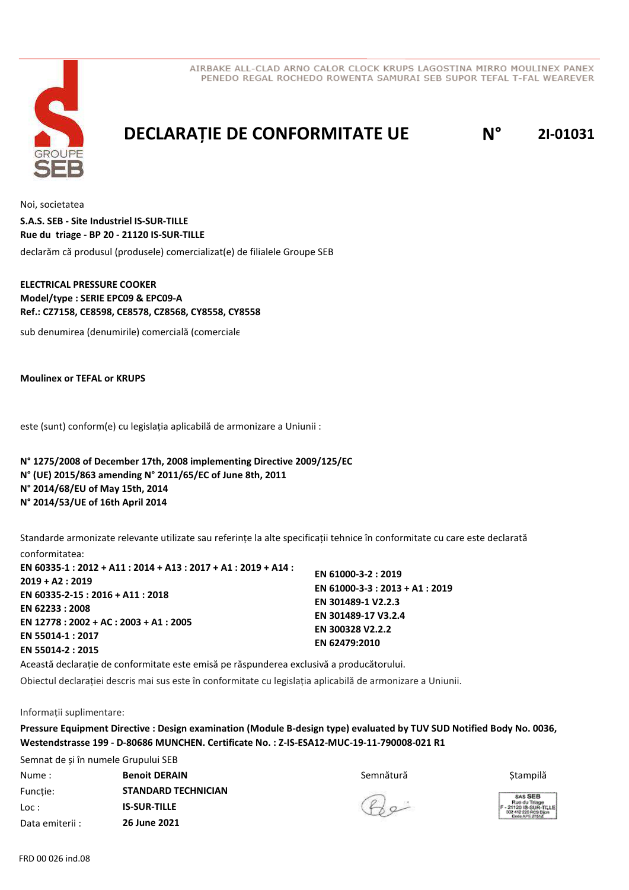AIRBAKE ALL-CLAD ARNO CALOR CLOCK KRUPS LAGOSTINA MIRRO MOULINEX PANEX PENEDO REGAL ROCHEDO ROWENTA SAMURAI SEB SUPOR TEFAL T-FAL WEAREVER

# DECLARAȚIE DE CONFORMITATE UE N° 2I-01031

Noi, societatea

**S.A.S. SEB - Site Industriel IS-SUR-TILLE**
**Rue du triage - BP 20 - 21120 IS-SUR-TILLE**

declarăm că produsul (produsele) comercializat(e) de filialele Groupe SEB

**ELECTRICAL PRESSURE COOKER**
**Model/type : SERIE EPC09 & EPC09-A**
**Ref.: CZ7158, CE8598, CE8578, CZ8568, CY8558, CY8558**

sub denumirea (denumirile) comercială (comerciale

**Moulinex or TEFAL or KRUPS**

este (sunt) conform(e) cu legislația aplicabilă de armonizare a Uniunii :

**N° 1275/2008 of December 17th, 2008 implementing Directive 2009/125/EC**
**N° (UE) 2015/863 amending N° 2011/65/EC of June 8th, 2011**
**N° 2014/68/EU of May 15th, 2014**
**N° 2014/53/UE of 16th April 2014**

Standarde armonizate relevante utilizate sau referințe la alte specificații tehnice în conformitate cu care este declarată conformitatea:

**EN 60335-1 : 2012 + A11 : 2014 + A13 : 2017 + A1 : 2019 + A14 : 2019 + A2 : 2019**
**EN 60335-2-15 : 2016 + A11 : 2018**
**EN 62233 : 2008**
**EN 12778 : 2002 + AC : 2003 + A1 : 2005**
**EN 55014-1 : 2017**
**EN 55014-2 : 2015**
**EN 61000-3-2 : 2019**
**EN 61000-3-3 : 2013 + A1 : 2019**
**EN 301489-1 V2.2.3**
**EN 301489-17 V3.2.4**
**EN 300328 V2.2.2**
**EN 62479:2010**

Această declarație de conformitate este emisă pe răspunderea exclusivă a producătorului.

Obiectul declarației descris mai sus este în conformitate cu legislația aplicabilă de armonizare a Uniunii.

Informații suplimentare:

**Pressure Equipment Directive : Design examination (Module B-design type) evaluated by TUV SUD Notified Body No. 0036, Westendstrasse 199 - D-80686 MUNCHEN. Certificate No. : Z-IS-ESA12-MUC-19-11-790008-021 R1**

Semnat de și în numele Grupului SEB

| | | | |
|---|---|---|---|
| Nume : | **Benoit DERAIN** | Semnătură | Ștampilă |
| Funcție: | **STANDARD TECHNICIAN** | | |
| Loc : | **IS-SUR-TILLE** | | |
| Data emiterii : | **26 June 2021** | | |

SAS SEB
Rue du Triage
F - 21120 IS-SUR-TILLE
302 412 226 RCS Dijon
Code APE 2751Z

FRD 00 026 ind.08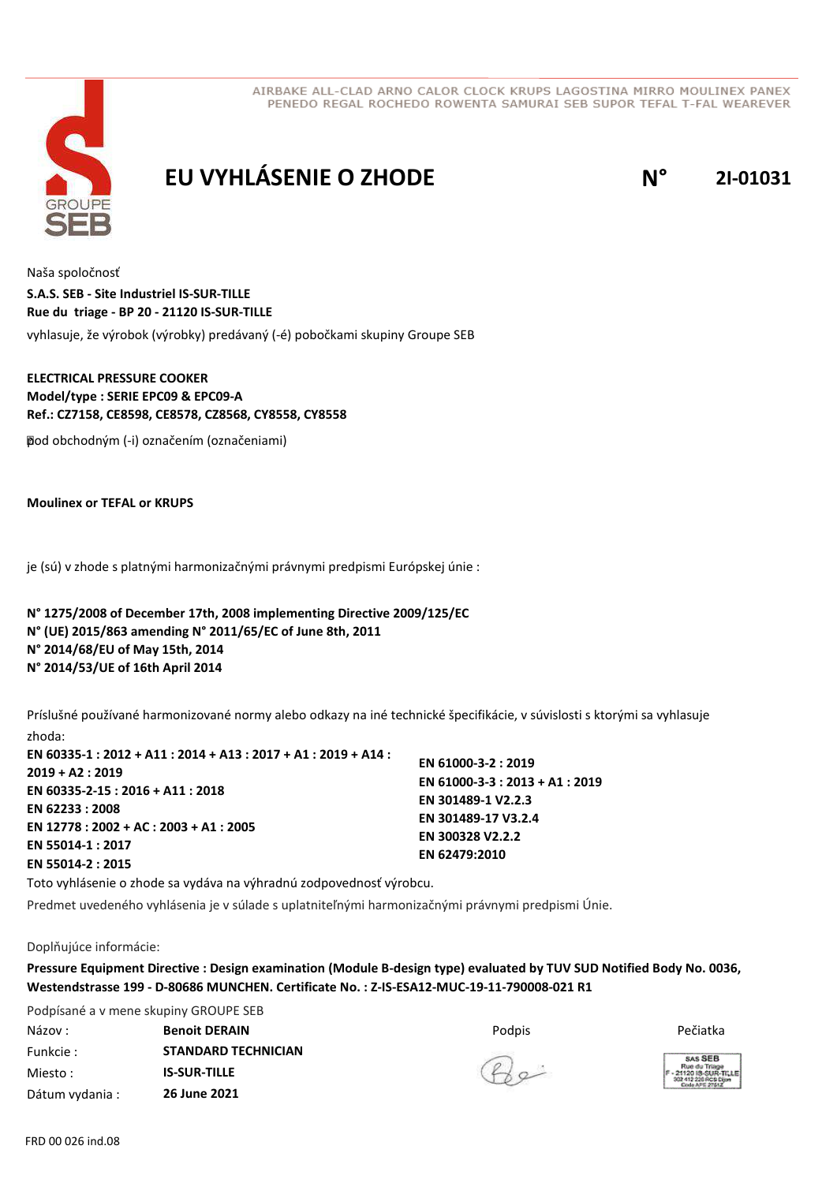AIRBAKE ALL-CLAD ARNO CALOR CLOCK KRUPS LAGOSTINA MIRRO MOULINEX PANEX PENEDO REGAL ROCHEDO ROWENTA SAMURAI SEB SUPOR TEFAL T-FAL WEAREVER

# EU VYHLÁSENIE O ZHODE

**N° 2I-01031**

Naša spoločnosť
**S.A.S. SEB - Site Industriel IS-SUR-TILLE**
**Rue du triage - BP 20 - 21120 IS-SUR-TILLE**
vyhlasuje, že výrobok (výrobky) predávaný (-é) pobočkami skupiny Groupe SEB

**ELECTRICAL PRESSURE COOKER**
**Model/type : SERIE EPC09 & EPC09-A**
**Ref.: CZ7158, CE8598, CE8578, CZ8568, CY8558, CY8558**

pod obchodným (-i) označením (označeniami)

**Moulinex or TEFAL or KRUPS**

je (sú) v zhode s platnými harmonizačnými právnymi predpismi Európskej únie :

**N° 1275/2008 of December 17th, 2008 implementing Directive 2009/125/EC**
**N° (UE) 2015/863 amending N° 2011/65/EC of June 8th, 2011**
**N° 2014/68/EU of May 15th, 2014**
**N° 2014/53/UE of 16th April 2014**

Príslušné používané harmonizované normy alebo odkazy na iné technické špecifikácie, v súvislosti s ktorými sa vyhlasuje zhoda:

**EN 60335-1 : 2012 + A11 : 2014 + A13 : 2017 + A1 : 2019 + A14 : 2019 + A2 : 2019**
**EN 60335-2-15 : 2016 + A11 : 2018**
**EN 62233 : 2008**
**EN 12778 : 2002 + AC : 2003 + A1 : 2005**
**EN 55014-1 : 2017**
**EN 55014-2 : 2015**
**EN 61000-3-2 : 2019**
**EN 61000-3-3 : 2013 + A1 : 2019**
**EN 301489-1 V2.2.3**
**EN 301489-17 V3.2.4**
**EN 300328 V2.2.2**
**EN 62479:2010**

Toto vyhlásenie o zhode sa vydáva na výhradnú zodpovednosť výrobcu.
Predmet uvedeného vyhlásenia je v súlade s uplatniteľnými harmonizačnými právnymi predpismi Únie.

Doplňujúce informácie:
**Pressure Equipment Directive : Design examination (Module B-design type) evaluated by TUV SUD Notified Body No. 0036, Westendstrasse 199 - D-80686 MUNCHEN. Certificate No. : Z-IS-ESA12-MUC-19-11-790008-021 R1**

Podpísané a v mene skupiny GROUPE SEB

| | | | |
|---|---|---|---|
| Názov : | **Benoit DERAIN** | Podpis | Pečiatka |
| Funkcie : | **STANDARD TECHNICIAN** | | |
| Miesto : | **IS-SUR-TILLE** | | |
| Dátum vydania : | **26 June 2021** | | |

SAS SEB
Rue du Triage
F - 21120 IS-SUR-TILLE
302 412 226 RCS Dijon
Code APE 2751Z

FRD 00 026 ind.08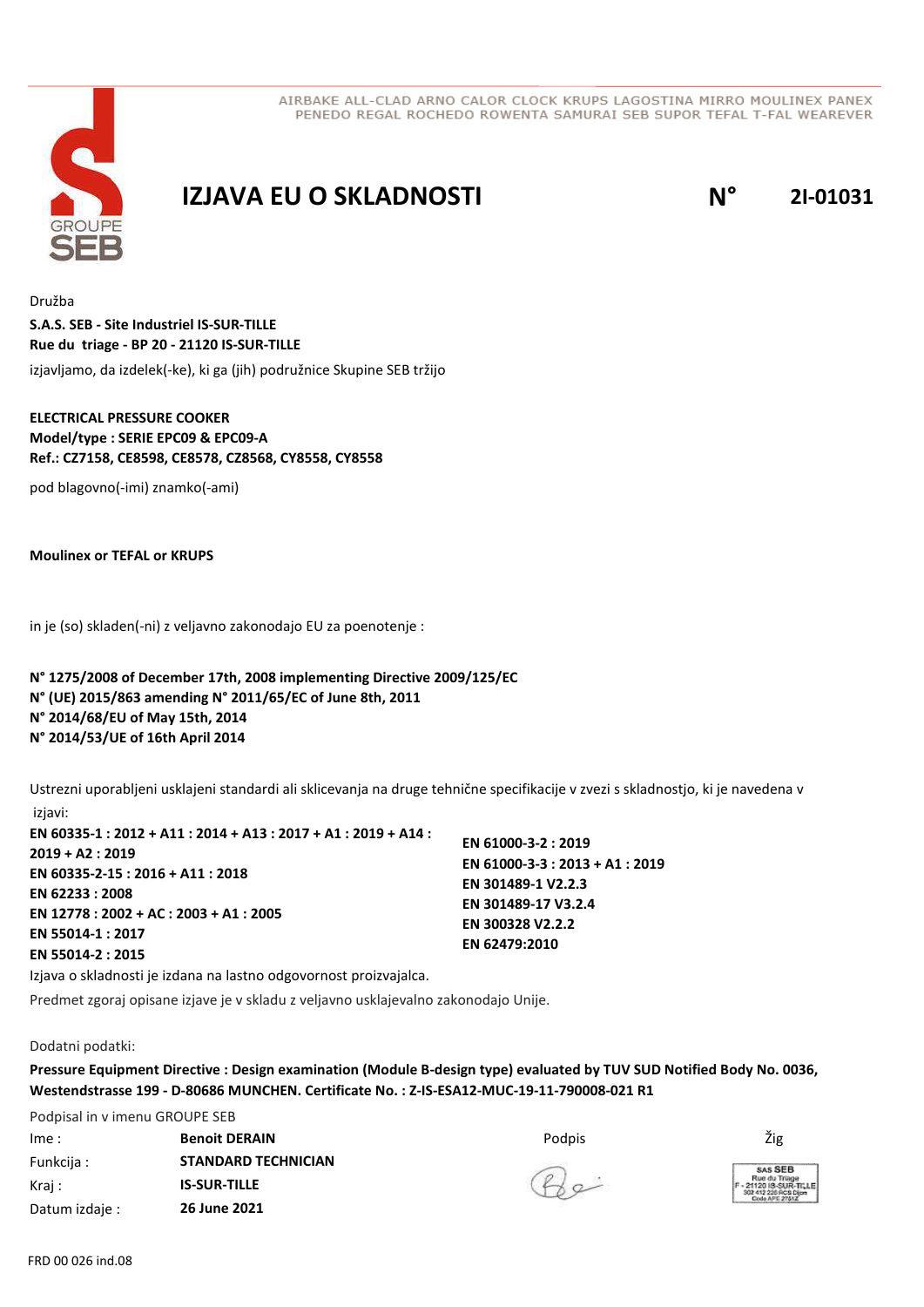AIRBAKE ALL-CLAD ARNO CALOR CLOCK KRUPS LAGOSTINA MIRRO MOULINEX PANEX PENEDO REGAL ROCHEDO ROWENTA SAMURAI SEB SUPOR TEFAL T-FAL WEAREVER

# IZJAVA EU O SKLADNOSTI

**N° 2I-01031**

Družba
**S.A.S. SEB - Site Industriel IS-SUR-TILLE**
**Rue du triage - BP 20 - 21120 IS-SUR-TILLE**
izjavljamo, da izdelek(-ke), ki ga (jih) podružnice Skupine SEB tržijo

**ELECTRICAL PRESSURE COOKER**
**Model/type : SERIE EPC09 & EPC09-A**
**Ref.: CZ7158, CE8598, CE8578, CZ8568, CY8558, CY8558**

pod blagovno(-imi) znamko(-ami)

**Moulinex or TEFAL or KRUPS**

in je (so) skladen(-ni) z veljavno zakonodajo EU za poenotenje :

**N° 1275/2008 of December 17th, 2008 implementing Directive 2009/125/EC**
**N° (UE) 2015/863 amending N° 2011/65/EC of June 8th, 2011**
**N° 2014/68/EU of May 15th, 2014**
**N° 2014/53/UE of 16th April 2014**

Ustrezni uporabljeni usklajeni standardi ali sklicevanja na druge tehnične specifikacije v zvezi s skladnostjo, ki je navedena v izjavi:

**EN 60335-1 : 2012 + A11 : 2014 + A13 : 2017 + A1 : 2019 + A14 : 2019 + A2 : 2019**
**EN 60335-2-15 : 2016 + A11 : 2018**
**EN 62233 : 2008**
**EN 12778 : 2002 + AC : 2003 + A1 : 2005**
**EN 55014-1 : 2017**
**EN 55014-2 : 2015**
**EN 61000-3-2 : 2019**
**EN 61000-3-3 : 2013 + A1 : 2019**
**EN 301489-1 V2.2.3**
**EN 301489-17 V3.2.4**
**EN 300328 V2.2.2**
**EN 62479:2010**

Izjava o skladnosti je izdana na lastno odgovornost proizvajalca.

Predmet zgoraj opisane izjave je v skladu z veljavno usklajevalno zakonodajo Unije.

Dodatni podatki:

**Pressure Equipment Directive : Design examination (Module B-design type) evaluated by TUV SUD Notified Body No. 0036, Westendstrasse 199 - D-80686 MUNCHEN. Certificate No. : Z-IS-ESA12-MUC-19-11-790008-021 R1**

Podpisal in v imenu GROUPE SEB

| | | | |
|---|---|---|---|
| Ime : | **Benoit DERAIN** | Podpis | Žig |
| Funkcija : | **STANDARD TECHNICIAN** | | SAS SEB Rue du Triage F - 21120 IS-SUR-TILLE 302 412 226 RCS Dijon Code APE 2751Z |
| Kraj : | **IS-SUR-TILLE** | | |
| Datum izdaje : | **26 June 2021** | | |

FRD 00 026 ind.08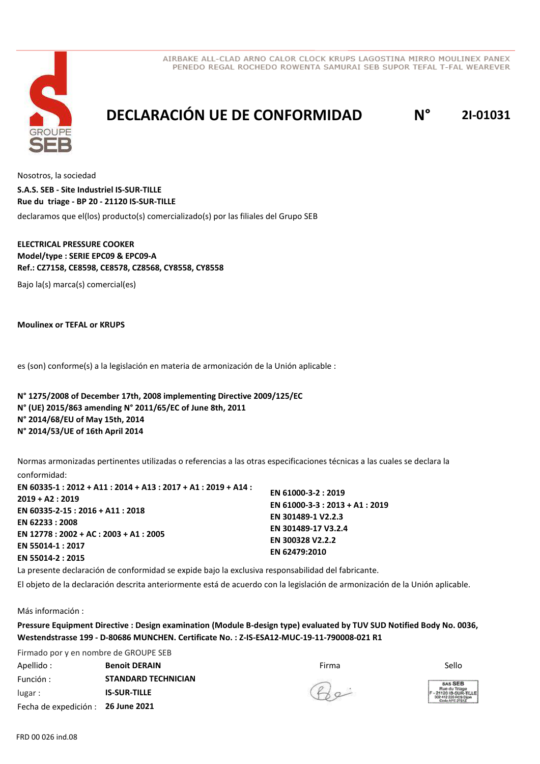AIRBAKE ALL-CLAD ARNO CALOR CLOCK KRUPS LAGOSTINA MIRRO MOULINEX PANEX PENEDO REGAL ROCHEDO ROWENTA SAMURAI SEB SUPOR TEFAL T-FAL WEAREVER

# DECLARACIÓN UE DE CONFORMIDAD N° 2I-01031

Nosotros, la sociedad

**S.A.S. SEB - Site Industriel IS-SUR-TILLE**
**Rue du triage - BP 20 - 21120 IS-SUR-TILLE**

declaramos que el(los) producto(s) comercializado(s) por las filiales del Grupo SEB

**ELECTRICAL PRESSURE COOKER**
**Model/type : SERIE EPC09 & EPC09-A**
**Ref.: CZ7158, CE8598, CE8578, CZ8568, CY8558, CY8558**

Bajo la(s) marca(s) comercial(es)

**Moulinex or TEFAL or KRUPS**

es (son) conforme(s) a la legislación en materia de armonización de la Unión aplicable :

**N° 1275/2008 of December 17th, 2008 implementing Directive 2009/125/EC**
**N° (UE) 2015/863 amending N° 2011/65/EC of June 8th, 2011**
**N° 2014/68/EU of May 15th, 2014**
**N° 2014/53/UE of 16th April 2014**

Normas armonizadas pertinentes utilizadas o referencias a las otras especificaciones técnicas a las cuales se declara la conformidad:

**EN 60335-1 : 2012 + A11 : 2014 + A13 : 2017 + A1 : 2019 + A14 : 2019 + A2 : 2019**
**EN 60335-2-15 : 2016 + A11 : 2018**
**EN 62233 : 2008**
**EN 12778 : 2002 + AC : 2003 + A1 : 2005**
**EN 55014-1 : 2017**
**EN 55014-2 : 2015**
**EN 61000-3-2 : 2019**
**EN 61000-3-3 : 2013 + A1 : 2019**
**EN 301489-1 V2.2.3**
**EN 301489-17 V3.2.4**
**EN 300328 V2.2.2**
**EN 62479:2010**

La presente declaración de conformidad se expide bajo la exclusiva responsabilidad del fabricante.

El objeto de la declaración descrita anteriormente está de acuerdo con la legislación de armonización de la Unión aplicable.

Más información :

**Pressure Equipment Directive : Design examination (Module B-design type) evaluated by TUV SUD Notified Body No. 0036, Westendstrasse 199 - D-80686 MUNCHEN. Certificate No. : Z-IS-ESA12-MUC-19-11-790008-021 R1**

Firmado por y en nombre de GROUPE SEB

| | | Firma | Sello |
|---|---|---|---|
| Apellido : | **Benoit DERAIN** | | SAS SEB Rue du Triage F - 21120 IS-SUR-TILLE 302 412 226 RCS Dijon Code APE 2751Z |
| Función : | **STANDARD TECHNICIAN** | | |
| lugar : | **IS-SUR-TILLE** | | |
| Fecha de expedición : | **26 June 2021** | | |

FRD 00 026 ind.08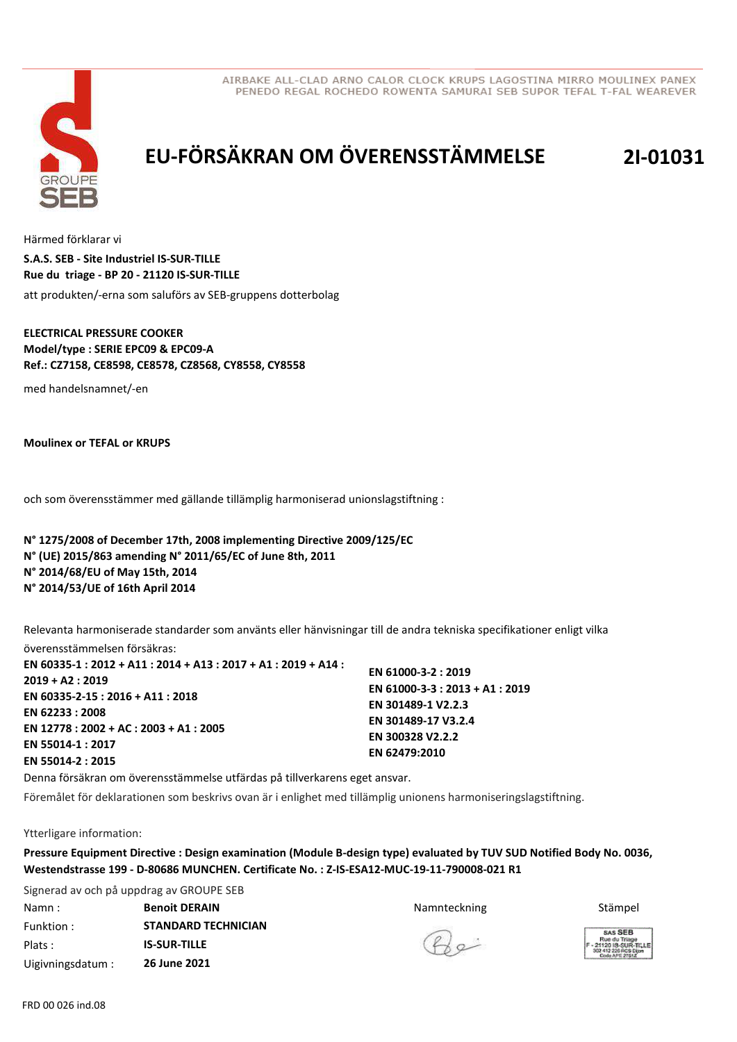AIRBAKE ALL-CLAD ARNO CALOR CLOCK KRUPS LAGOSTINA MIRRO MOULINEX PANEX PENEDO REGAL ROCHEDO ROWENTA SAMURAI SEB SUPOR TEFAL T-FAL WEAREVER

# EU-FÖRSÄKRAN OM ÖVERENSSTÄMMELSE

**2I-01031**

Härmed förklarar vi

**S.A.S. SEB - Site Industriel IS-SUR-TILLE**
**Rue du triage - BP 20 - 21120 IS-SUR-TILLE**

att produkten/-erna som saluförs av SEB-gruppens dotterbolag

**ELECTRICAL PRESSURE COOKER**
**Model/type : SERIE EPC09 & EPC09-A**
**Ref.: CZ7158, CE8598, CE8578, CZ8568, CY8558, CY8558**

med handelsnamnet/-en

**Moulinex or TEFAL or KRUPS**

och som överensstämmer med gällande tillämplig harmoniserad unionslagstiftning :

**N° 1275/2008 of December 17th, 2008 implementing Directive 2009/125/EC**
**N° (UE) 2015/863 amending N° 2011/65/EC of June 8th, 2011**
**N° 2014/68/EU of May 15th, 2014**
**N° 2014/53/UE of 16th April 2014**

Relevanta harmoniserade standarder som använts eller hänvisningar till de andra tekniska specifikationer enligt vilka överensstämmelsen försäkras:

**EN 60335-1 : 2012 + A11 : 2014 + A13 : 2017 + A1 : 2019 + A14 : 2019 + A2 : 2019**
**EN 60335-2-15 : 2016 + A11 : 2018**
**EN 62233 : 2008**
**EN 12778 : 2002 + AC : 2003 + A1 : 2005**
**EN 55014-1 : 2017**
**EN 55014-2 : 2015**
**EN 61000-3-2 : 2019**
**EN 61000-3-3 : 2013 + A1 : 2019**
**EN 301489-1 V2.2.3**
**EN 301489-17 V3.2.4**
**EN 300328 V2.2.2**
**EN 62479:2010**

Denna försäkran om överensstämmelse utfärdas på tillverkarens eget ansvar.

Föremålet för deklarationen som beskrivs ovan är i enlighet med tillämplig unionens harmoniseringslagstiftning.

Ytterligare information:

**Pressure Equipment Directive : Design examination (Module B-design type) evaluated by TUV SUD Notified Body No. 0036, Westendstrasse 199 - D-80686 MUNCHEN. Certificate No. : Z-IS-ESA12-MUC-19-11-790008-021 R1**

Signerad av och på uppdrag av GROUPE SEB

| | | | |
|---|---|---|---|
| Namn : | **Benoit DERAIN** | Namnteckning | Stämpel |
| Funktion : | **STANDARD TECHNICIAN** | | |
| Plats : | **IS-SUR-TILLE** | | |
| Uigivningsdatum : | **26 June 2021** | | |

FRD 00 026 ind.08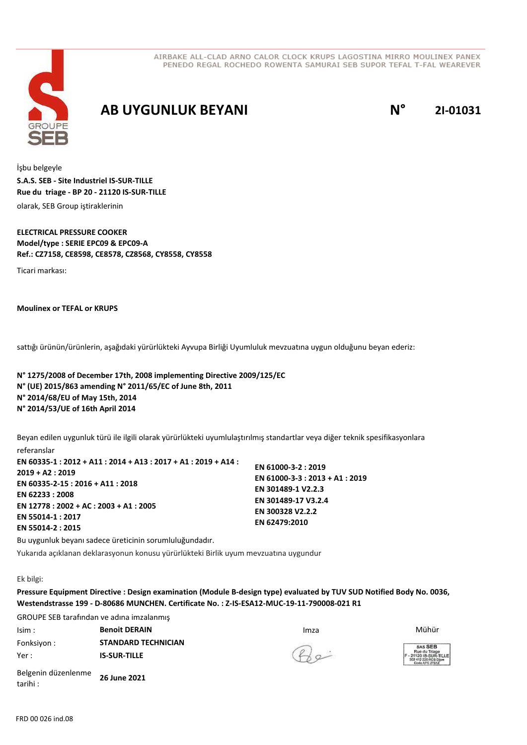AIRBAKE ALL-CLAD ARNO CALOR CLOCK KRUPS LAGOSTINA MIRRO MOULINEX PANEX
PENEDO REGAL ROCHEDO ROWENTA SAMURAI SEB SUPOR TEFAL T-FAL WEAREVER

# AB UYGUNLUK BEYANI

**N° 2I-01031**

İşbu belgeyle

**S.A.S. SEB - Site Industriel IS-SUR-TILLE**
**Rue du triage - BP 20 - 21120 IS-SUR-TILLE**

olarak, SEB Group iştiraklerinin

**ELECTRICAL PRESSURE COOKER**
**Model/type : SERIE EPC09 & EPC09-A**
**Ref.: CZ7158, CE8598, CE8578, CZ8568, CY8558, CY8558**

Ticari markası:

**Moulinex or TEFAL or KRUPS**

sattığı ürünün/ürünlerin, aşağıdaki yürürlükteki Ayvupa Birliği Uyumluluk mevzuatına uygun olduğunu beyan ederiz:

**N° 1275/2008 of December 17th, 2008 implementing Directive 2009/125/EC**
**N° (UE) 2015/863 amending N° 2011/65/EC of June 8th, 2011**
**N° 2014/68/EU of May 15th, 2014**
**N° 2014/53/UE of 16th April 2014**

Beyan edilen uygunluk türü ile ilgili olarak yürürlükteki uyumlulaştırılmış standartlar veya diğer teknik spesifikasyonlara referanslar

**EN 60335-1 : 2012 + A11 : 2014 + A13 : 2017 + A1 : 2019 + A14 : 2019 + A2 : 2019**
**EN 60335-2-15 : 2016 + A11 : 2018**
**EN 62233 : 2008**
**EN 12778 : 2002 + AC : 2003 + A1 : 2005**
**EN 55014-1 : 2017**
**EN 55014-2 : 2015**
**EN 61000-3-2 : 2019**
**EN 61000-3-3 : 2013 + A1 : 2019**
**EN 301489-1 V2.2.3**
**EN 301489-17 V3.2.4**
**EN 300328 V2.2.2**
**EN 62479:2010**

Bu uygunluk beyanı sadece üreticinin sorumluluğundadır.

Yukarıda açıklanan deklarasyonun konusu yürürlükteki Birlik uyum mevzuatına uygundur

Ek bilgi:

**Pressure Equipment Directive : Design examination (Module B-design type) evaluated by TUV SUD Notified Body No. 0036, Westendstrasse 199 - D-80686 MUNCHEN. Certificate No. : Z-IS-ESA12-MUC-19-11-790008-021 R1**

GROUPE SEB tarafından ve adına imzalanmış

| | | | |
|---|---|---|---|
| Isim : | **Benoit DERAIN** | Imza | Mühür |
| Fonksiyon : | **STANDARD TECHNICIAN** | | |
| Yer : | **IS-SUR-TILLE** | | |
| Belgenin düzenlenme tarihi : | **26 June 2021** | | |

FRD 00 026 ind.08